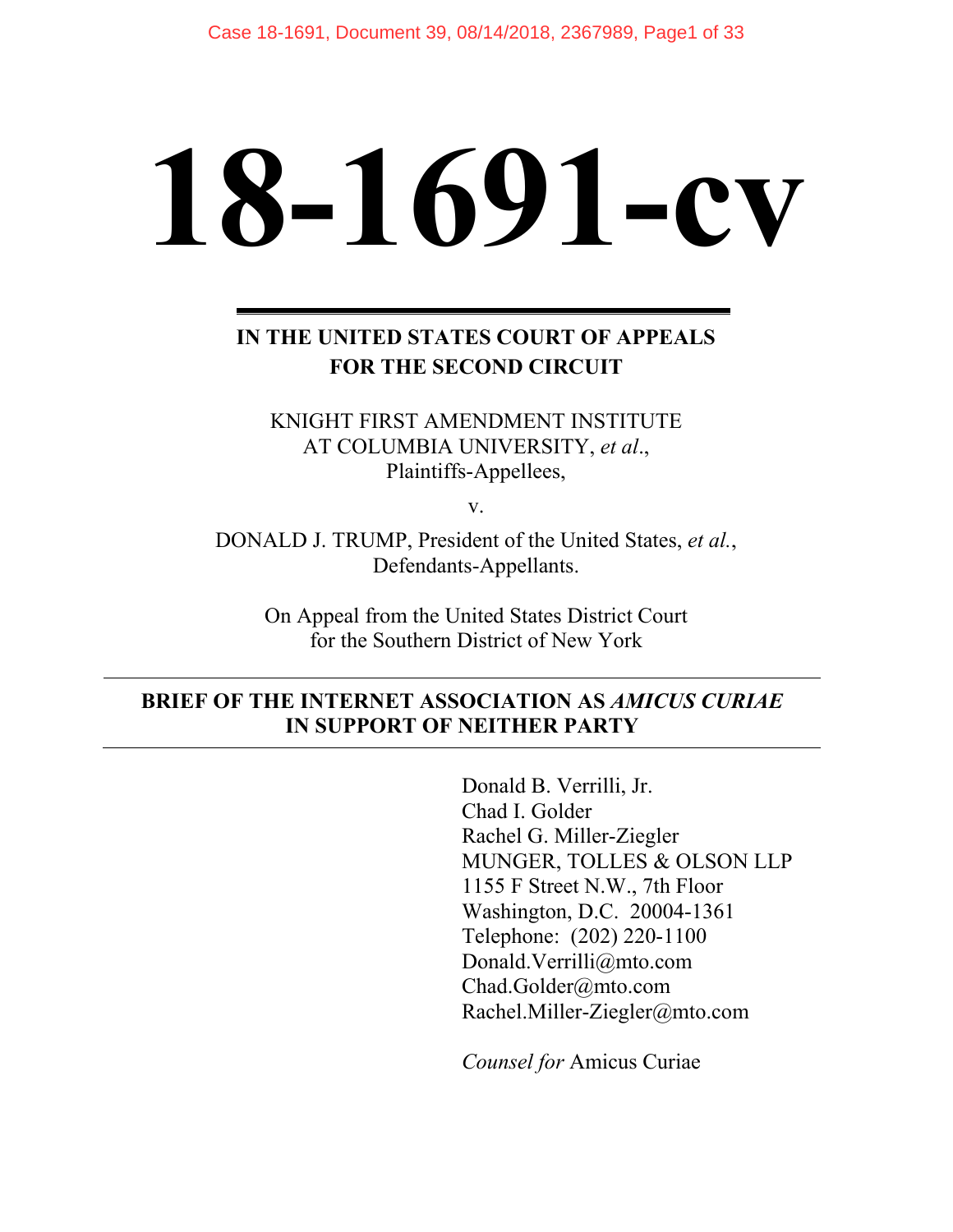# 18-1691-cv

**IN THE UNITED STATES COURT OF APPEALS FOR THE SECOND CIRCUIT**

KNIGHT FIRST AMENDMENT INSTITUTE AT COLUMBIA UNIVERSITY, *et al*.,
Plaintiffs-Appellees,

v.

DONALD J. TRUMP, President of the United States, *et al.*,
Defendants-Appellants.

On Appeal from the United States District Court
for the Southern District of New York

---

**BRIEF OF THE INTERNET ASSOCIATION AS *AMICUS CURIAE* IN SUPPORT OF NEITHER PARTY**

---

Donald B. Verrilli, Jr.
Chad I. Golder
Rachel G. Miller-Ziegler
MUNGER, TOLLES & OLSON LLP
1155 F Street N.W., 7th Floor
Washington, D.C. 20004-1361
Telephone: (202) 220-1100
Donald.Verrilli@mto.com
Chad.Golder@mto.com
Rachel.Miller-Ziegler@mto.com

*Counsel for* Amicus Curiae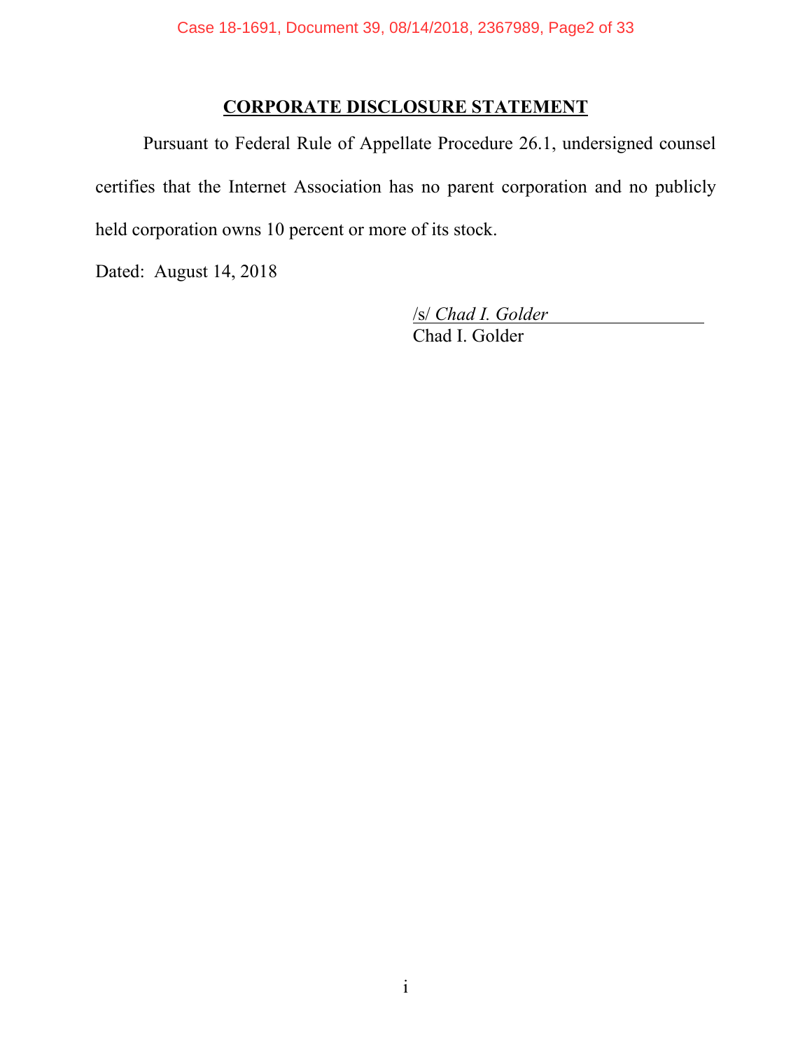## CORPORATE DISCLOSURE STATEMENT

Pursuant to Federal Rule of Appellate Procedure 26.1, undersigned counsel certifies that the Internet Association has no parent corporation and no publicly held corporation owns 10 percent or more of its stock.

Dated: August 14, 2018

/s/ *Chad I. Golder*
Chad I. Golder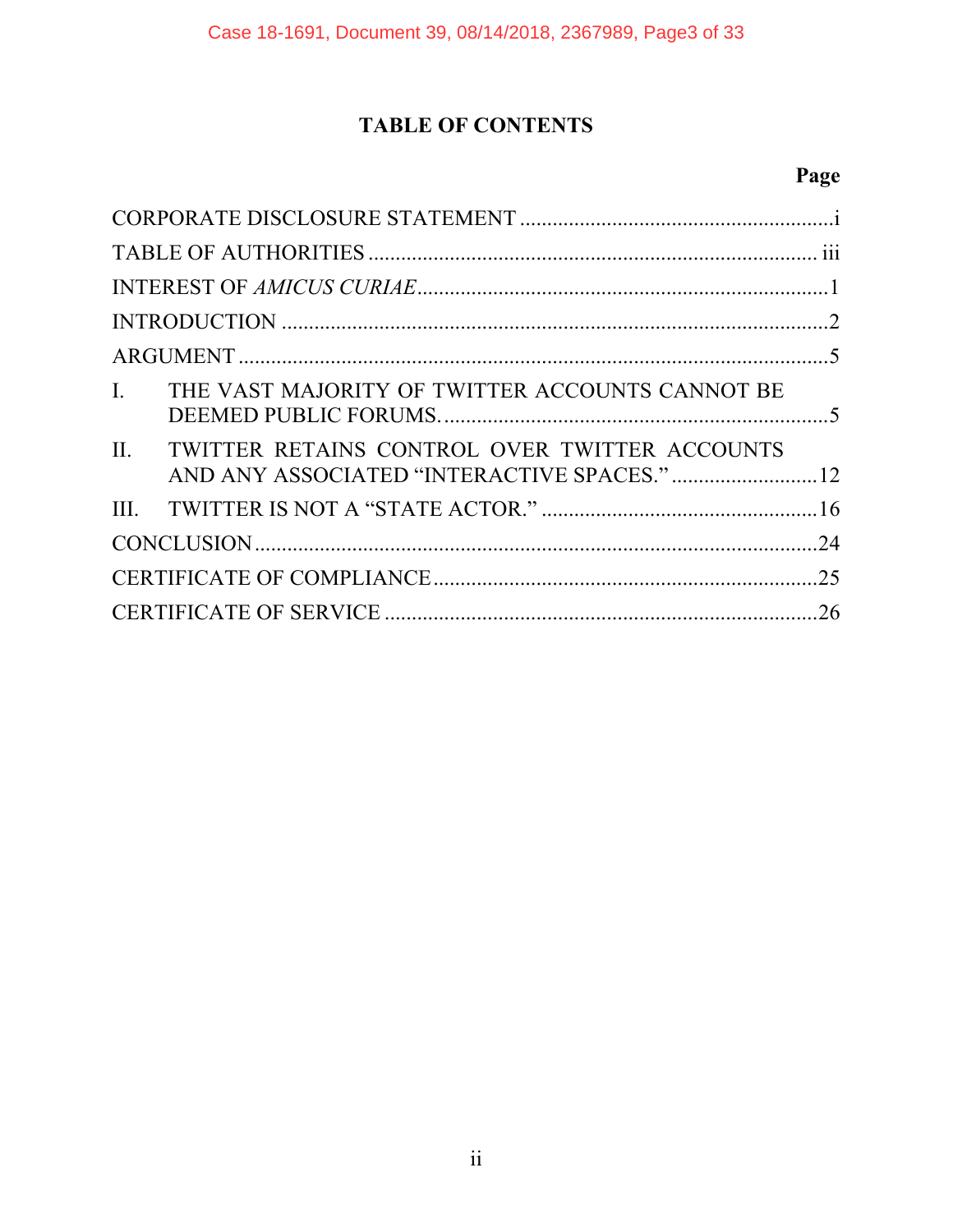# TABLE OF CONTENTS

| | Page |
|---|---|
| CORPORATE DISCLOSURE STATEMENT | i |
| TABLE OF AUTHORITIES | iii |
| INTEREST OF *AMICUS CURIAE* | 1 |
| INTRODUCTION | 2 |
| ARGUMENT | 5 |
| I. THE VAST MAJORITY OF TWITTER ACCOUNTS CANNOT BE DEEMED PUBLIC FORUMS. | 5 |
| II. TWITTER RETAINS CONTROL OVER TWITTER ACCOUNTS AND ANY ASSOCIATED "INTERACTIVE SPACES." | 12 |
| III. TWITTER IS NOT A "STATE ACTOR." | 16 |
| CONCLUSION | 24 |
| CERTIFICATE OF COMPLIANCE | 25 |
| CERTIFICATE OF SERVICE | 26 |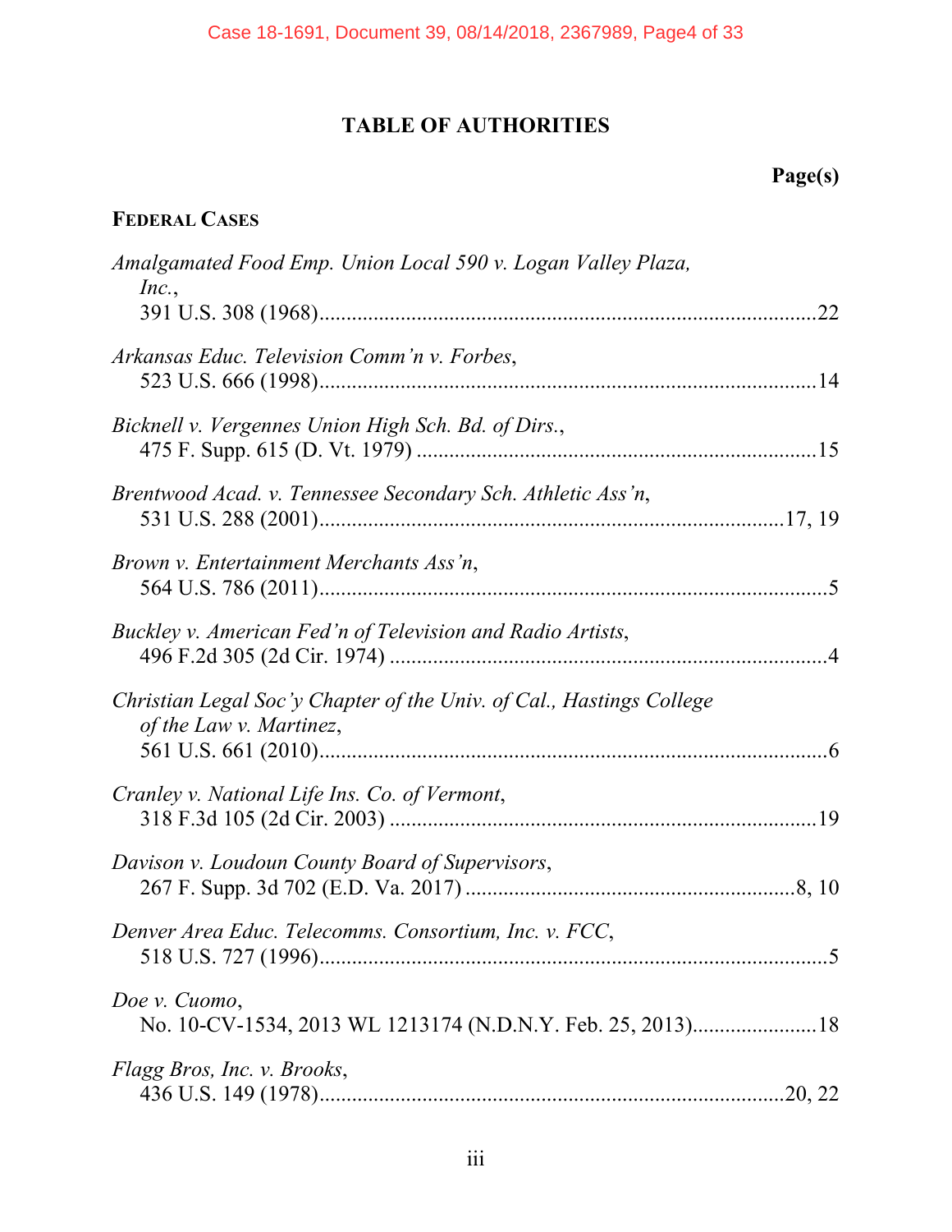# TABLE OF AUTHORITIES

**Page(s)**

## FEDERAL CASES

*Amalgamated Food Emp. Union Local 590 v. Logan Valley Plaza, Inc.*,
391 U.S. 308 (1968)....................................................................................22

*Arkansas Educ. Television Comm'n v. Forbes*,
523 U.S. 666 (1998)....................................................................................14

*Bicknell v. Vergennes Union High Sch. Bd. of Dirs.*,
475 F. Supp. 615 (D. Vt. 1979) ..................................................................15

*Brentwood Acad. v. Tennessee Secondary Sch. Athletic Ass'n*,
531 U.S. 288 (2001).............................................................................17, 19

*Brown v. Entertainment Merchants Ass'n*,
564 U.S. 786 (2011)......................................................................................5

*Buckley v. American Fed'n of Television and Radio Artists*,
496 F.2d 305 (2d Cir. 1974) .........................................................................4

*Christian Legal Soc'y Chapter of the Univ. of Cal., Hastings College of the Law v. Martinez*,
561 U.S. 661 (2010)......................................................................................6

*Cranley v. National Life Ins. Co. of Vermont*,
318 F.3d 105 (2d Cir. 2003) .......................................................................19

*Davison v. Loudoun County Board of Supervisors*,
267 F. Supp. 3d 702 (E.D. Va. 2017) .....................................................8, 10

*Denver Area Educ. Telecomms. Consortium, Inc. v. FCC*,
518 U.S. 727 (1996)......................................................................................5

*Doe v. Cuomo*,
No. 10-CV-1534, 2013 WL 1213174 (N.D.N.Y. Feb. 25, 2013).......................18

*Flagg Bros, Inc. v. Brooks*,
436 U.S. 149 (1978).............................................................................20, 22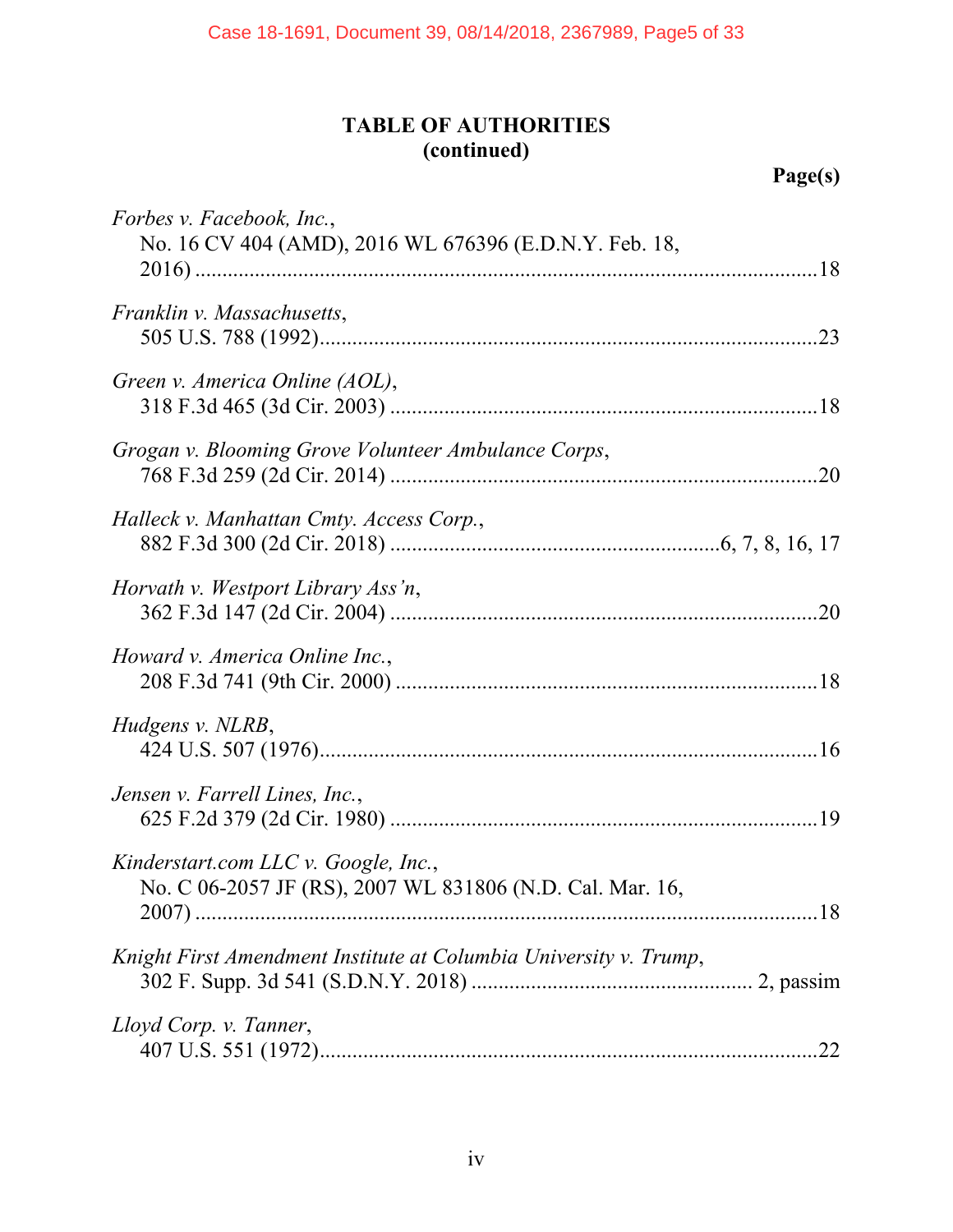## TABLE OF AUTHORITIES (continued)

**Page(s)**

*Forbes v. Facebook, Inc.*,
No. 16 CV 404 (AMD), 2016 WL 676396 (E.D.N.Y. Feb. 18, 2016) ....................18

*Franklin v. Massachusetts*,
505 U.S. 788 (1992)....................23

*Green v. America Online (AOL)*,
318 F.3d 465 (3d Cir. 2003) ....................18

*Grogan v. Blooming Grove Volunteer Ambulance Corps*,
768 F.3d 259 (2d Cir. 2014) ....................20

*Halleck v. Manhattan Cmty. Access Corp.*,
882 F.3d 300 (2d Cir. 2018) ....................6, 7, 8, 16, 17

*Horvath v. Westport Library Ass'n*,
362 F.3d 147 (2d Cir. 2004) ....................20

*Howard v. America Online Inc.*,
208 F.3d 741 (9th Cir. 2000) ....................18

*Hudgens v. NLRB*,
424 U.S. 507 (1976)....................16

*Jensen v. Farrell Lines, Inc.*,
625 F.2d 379 (2d Cir. 1980) ....................19

*Kinderstart.com LLC v. Google, Inc.*,
No. C 06-2057 JF (RS), 2007 WL 831806 (N.D. Cal. Mar. 16, 2007) ....................18

*Knight First Amendment Institute at Columbia University v. Trump*,
302 F. Supp. 3d 541 (S.D.N.Y. 2018) .................... 2, passim

*Lloyd Corp. v. Tanner*,
407 U.S. 551 (1972)....................22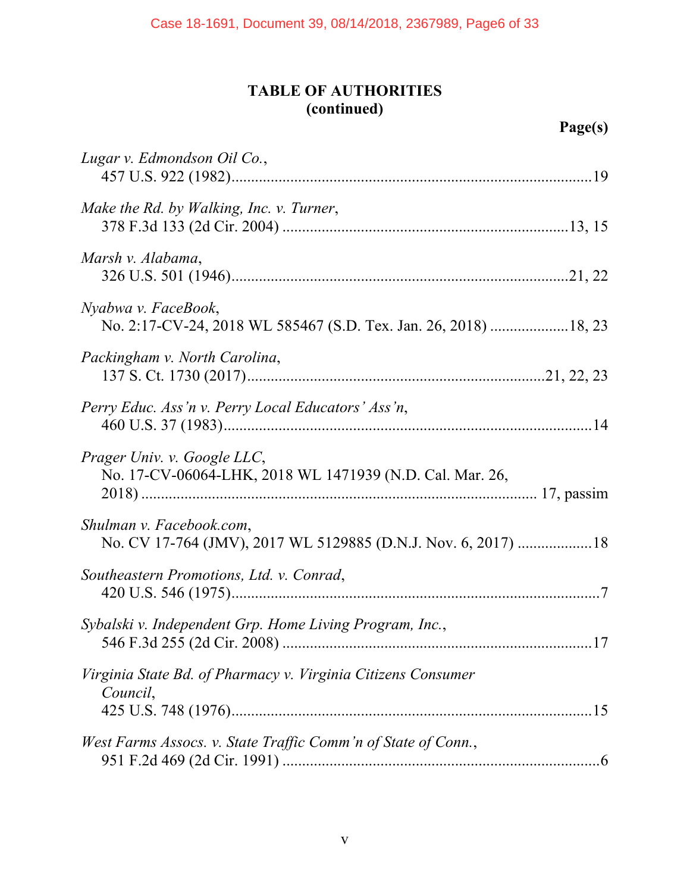## TABLE OF AUTHORITIES
## (continued)

**Page(s)**

*Lugar v. Edmondson Oil Co.*,
457 U.S. 922 (1982)....................19

*Make the Rd. by Walking, Inc. v. Turner*,
378 F.3d 133 (2d Cir. 2004)....................13, 15

*Marsh v. Alabama*,
326 U.S. 501 (1946)....................21, 22

*Nyabwa v. FaceBook*,
No. 2:17-CV-24, 2018 WL 585467 (S.D. Tex. Jan. 26, 2018)....................18, 23

*Packingham v. North Carolina*,
137 S. Ct. 1730 (2017)....................21, 22, 23

*Perry Educ. Ass'n v. Perry Local Educators' Ass'n*,
460 U.S. 37 (1983)....................14

*Prager Univ. v. Google LLC*,
No. 17-CV-06064-LHK, 2018 WL 1471939 (N.D. Cal. Mar. 26, 2018)....................17, passim

*Shulman v. Facebook.com*,
No. CV 17-764 (JMV), 2017 WL 5129885 (D.N.J. Nov. 6, 2017)....................18

*Southeastern Promotions, Ltd. v. Conrad*,
420 U.S. 546 (1975)....................7

*Sybalski v. Independent Grp. Home Living Program, Inc.*,
546 F.3d 255 (2d Cir. 2008)....................17

*Virginia State Bd. of Pharmacy v. Virginia Citizens Consumer Council*,
425 U.S. 748 (1976)....................15

*West Farms Assocs. v. State Traffic Comm'n of State of Conn.*,
951 F.2d 469 (2d Cir. 1991)....................6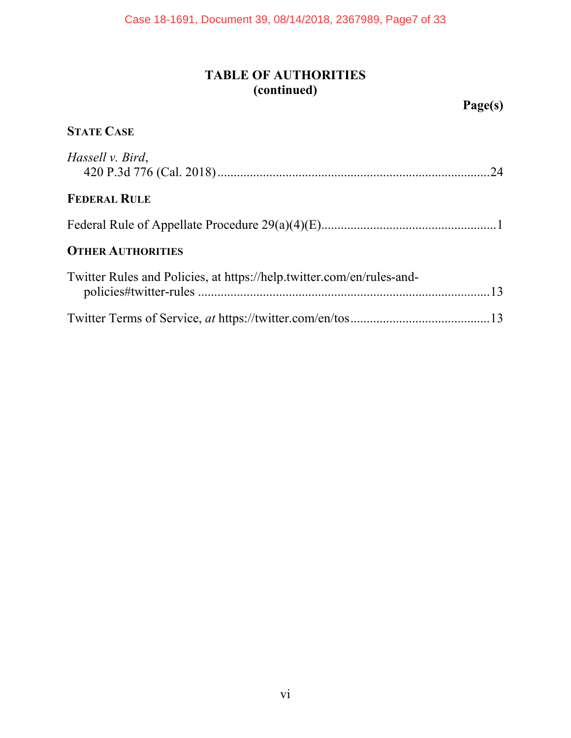# TABLE OF AUTHORITIES (continued)

**Page(s)**

**STATE CASE**

*Hassell v. Bird*,
420 P.3d 776 (Cal. 2018) .................................................................................... 24

**FEDERAL RULE**

Federal Rule of Appellate Procedure 29(a)(4)(E) ..................................................... 1

**OTHER AUTHORITIES**

Twitter Rules and Policies, at https://help.twitter.com/en/rules-and-policies#twitter-rules ......................................................................................... 13

Twitter Terms of Service, *at* https://twitter.com/en/tos .......................................... 13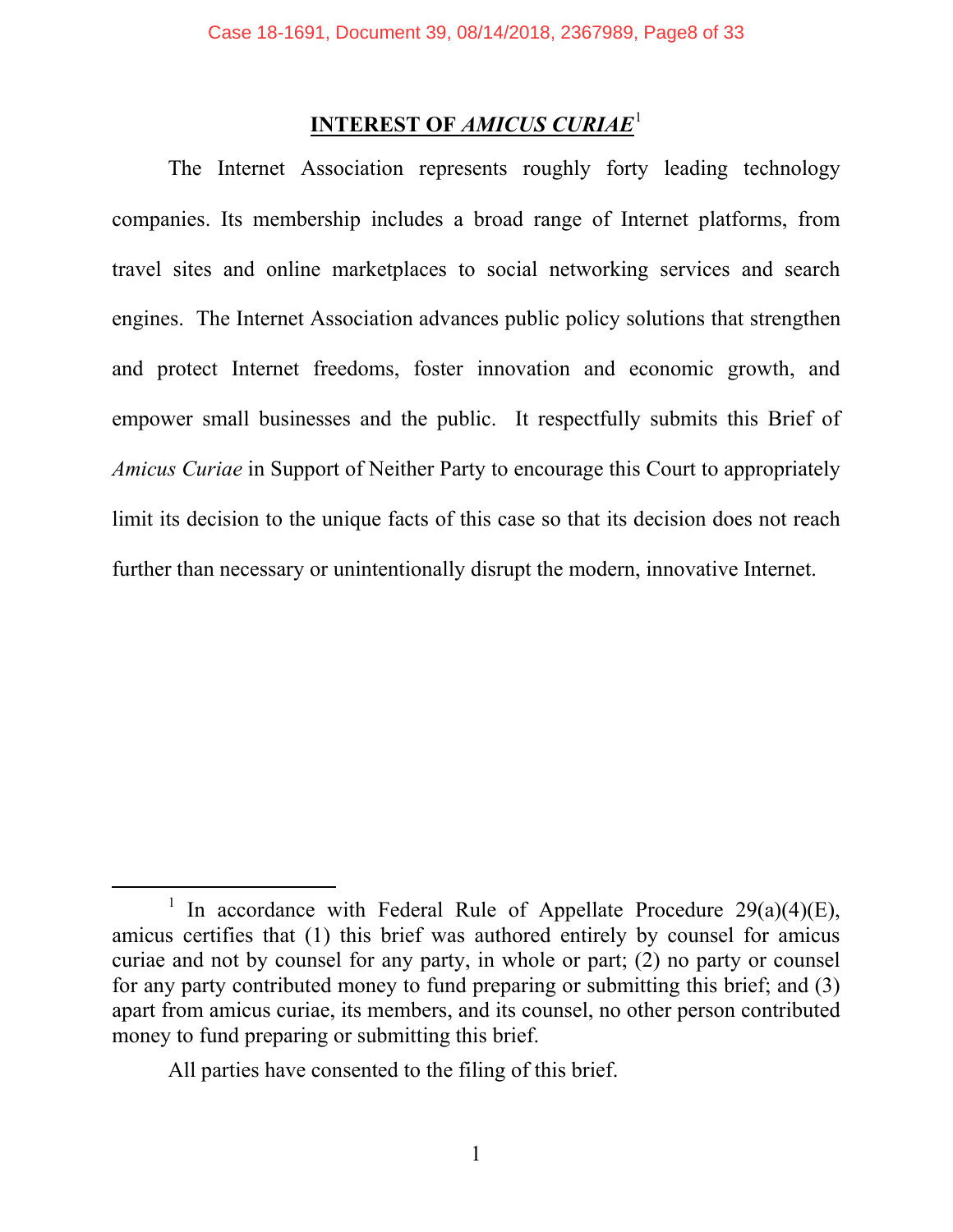## INTEREST OF *AMICUS CURIAE*[1]

The Internet Association represents roughly forty leading technology companies. Its membership includes a broad range of Internet platforms, from travel sites and online marketplaces to social networking services and search engines. The Internet Association advances public policy solutions that strengthen and protect Internet freedoms, foster innovation and economic growth, and empower small businesses and the public. It respectfully submits this Brief of *Amicus Curiae* in Support of Neither Party to encourage this Court to appropriately limit its decision to the unique facts of this case so that its decision does not reach further than necessary or unintentionally disrupt the modern, innovative Internet.

---

[1] In accordance with Federal Rule of Appellate Procedure 29(a)(4)(E), amicus certifies that (1) this brief was authored entirely by counsel for amicus curiae and not by counsel for any party, in whole or part; (2) no party or counsel for any party contributed money to fund preparing or submitting this brief; and (3) apart from amicus curiae, its members, and its counsel, no other person contributed money to fund preparing or submitting this brief.

All parties have consented to the filing of this brief.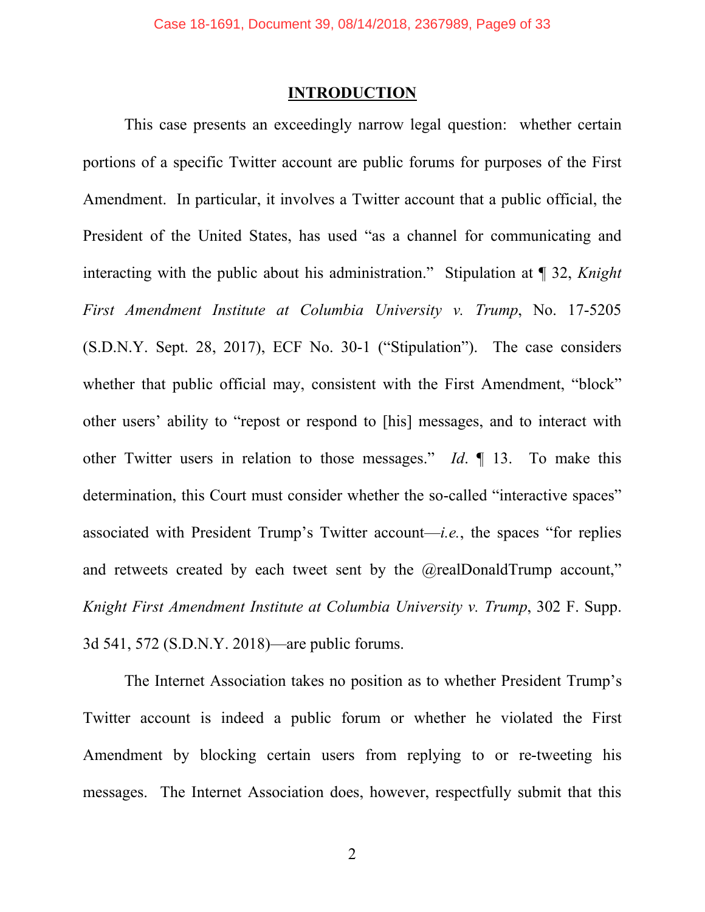## INTRODUCTION

This case presents an exceedingly narrow legal question: whether certain portions of a specific Twitter account are public forums for purposes of the First Amendment. In particular, it involves a Twitter account that a public official, the President of the United States, has used "as a channel for communicating and interacting with the public about his administration." Stipulation at ¶ 32, *Knight First Amendment Institute at Columbia University v. Trump*, No. 17-5205 (S.D.N.Y. Sept. 28, 2017), ECF No. 30-1 ("Stipulation"). The case considers whether that public official may, consistent with the First Amendment, "block" other users' ability to "repost or respond to [his] messages, and to interact with other Twitter users in relation to those messages." *Id*. ¶ 13. To make this determination, this Court must consider whether the so-called "interactive spaces" associated with President Trump's Twitter account—*i.e.*, the spaces "for replies and retweets created by each tweet sent by the @realDonaldTrump account," *Knight First Amendment Institute at Columbia University v. Trump*, 302 F. Supp. 3d 541, 572 (S.D.N.Y. 2018)—are public forums.

The Internet Association takes no position as to whether President Trump's Twitter account is indeed a public forum or whether he violated the First Amendment by blocking certain users from replying to or re-tweeting his messages. The Internet Association does, however, respectfully submit that this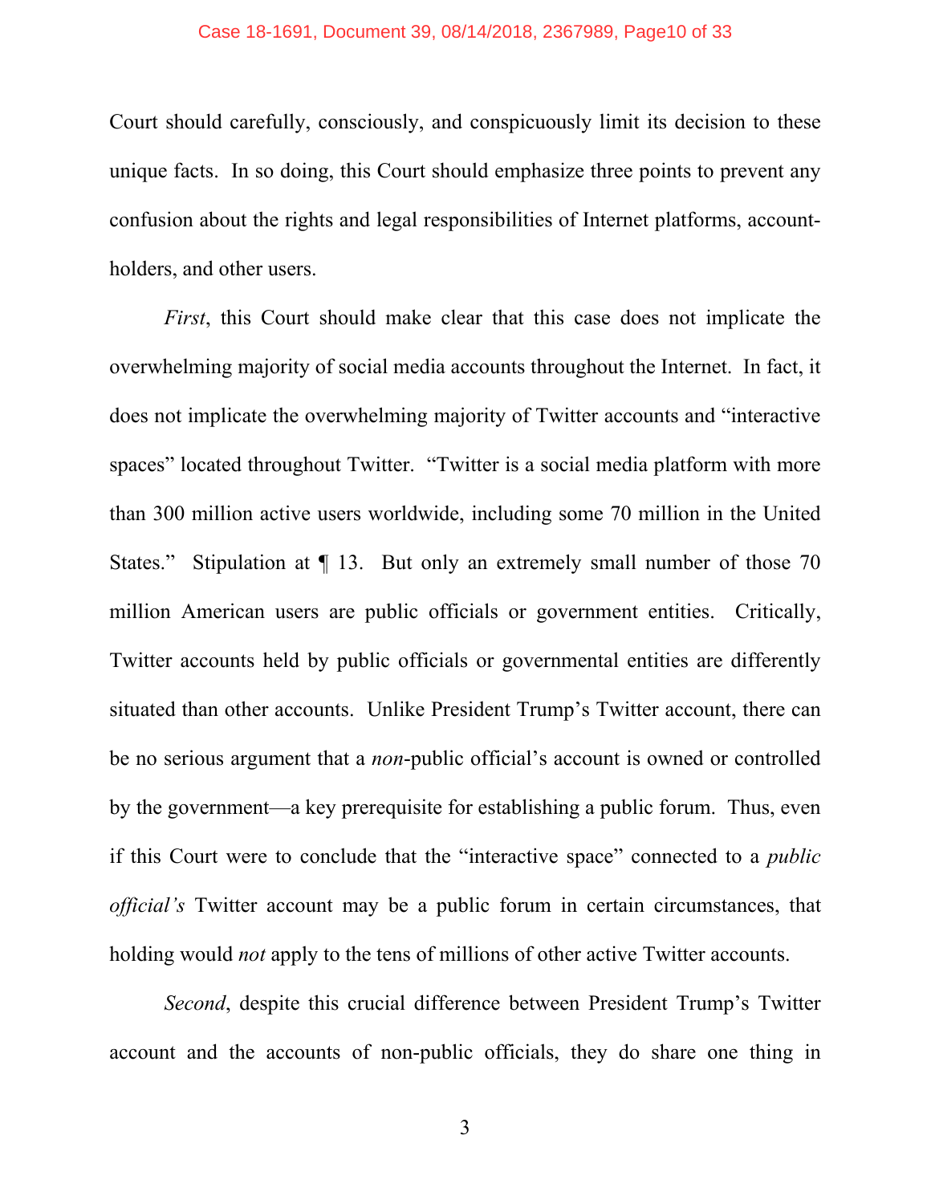Court should carefully, consciously, and conspicuously limit its decision to these unique facts. In so doing, this Court should emphasize three points to prevent any confusion about the rights and legal responsibilities of Internet platforms, account-holders, and other users.

*First*, this Court should make clear that this case does not implicate the overwhelming majority of social media accounts throughout the Internet. In fact, it does not implicate the overwhelming majority of Twitter accounts and "interactive spaces" located throughout Twitter. "Twitter is a social media platform with more than 300 million active users worldwide, including some 70 million in the United States." Stipulation at ¶ 13. But only an extremely small number of those 70 million American users are public officials or government entities. Critically, Twitter accounts held by public officials or governmental entities are differently situated than other accounts. Unlike President Trump's Twitter account, there can be no serious argument that a *non*-public official's account is owned or controlled by the government—a key prerequisite for establishing a public forum. Thus, even if this Court were to conclude that the "interactive space" connected to a *public official's* Twitter account may be a public forum in certain circumstances, that holding would *not* apply to the tens of millions of other active Twitter accounts.

*Second*, despite this crucial difference between President Trump's Twitter account and the accounts of non-public officials, they do share one thing in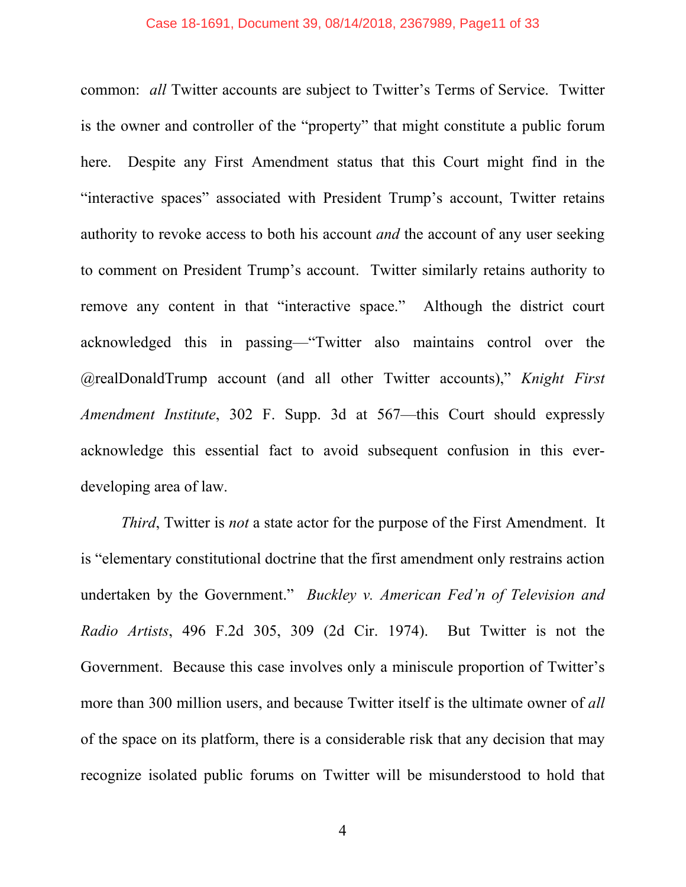common: *all* Twitter accounts are subject to Twitter's Terms of Service. Twitter is the owner and controller of the "property" that might constitute a public forum here. Despite any First Amendment status that this Court might find in the "interactive spaces" associated with President Trump's account, Twitter retains authority to revoke access to both his account *and* the account of any user seeking to comment on President Trump's account. Twitter similarly retains authority to remove any content in that "interactive space." Although the district court acknowledged this in passing—"Twitter also maintains control over the @realDonaldTrump account (and all other Twitter accounts)," *Knight First Amendment Institute*, 302 F. Supp. 3d at 567—this Court should expressly acknowledge this essential fact to avoid subsequent confusion in this ever-developing area of law.

*Third*, Twitter is *not* a state actor for the purpose of the First Amendment. It is "elementary constitutional doctrine that the first amendment only restrains action undertaken by the Government." *Buckley v. American Fed'n of Television and Radio Artists*, 496 F.2d 305, 309 (2d Cir. 1974). But Twitter is not the Government. Because this case involves only a miniscule proportion of Twitter's more than 300 million users, and because Twitter itself is the ultimate owner of *all* of the space on its platform, there is a considerable risk that any decision that may recognize isolated public forums on Twitter will be misunderstood to hold that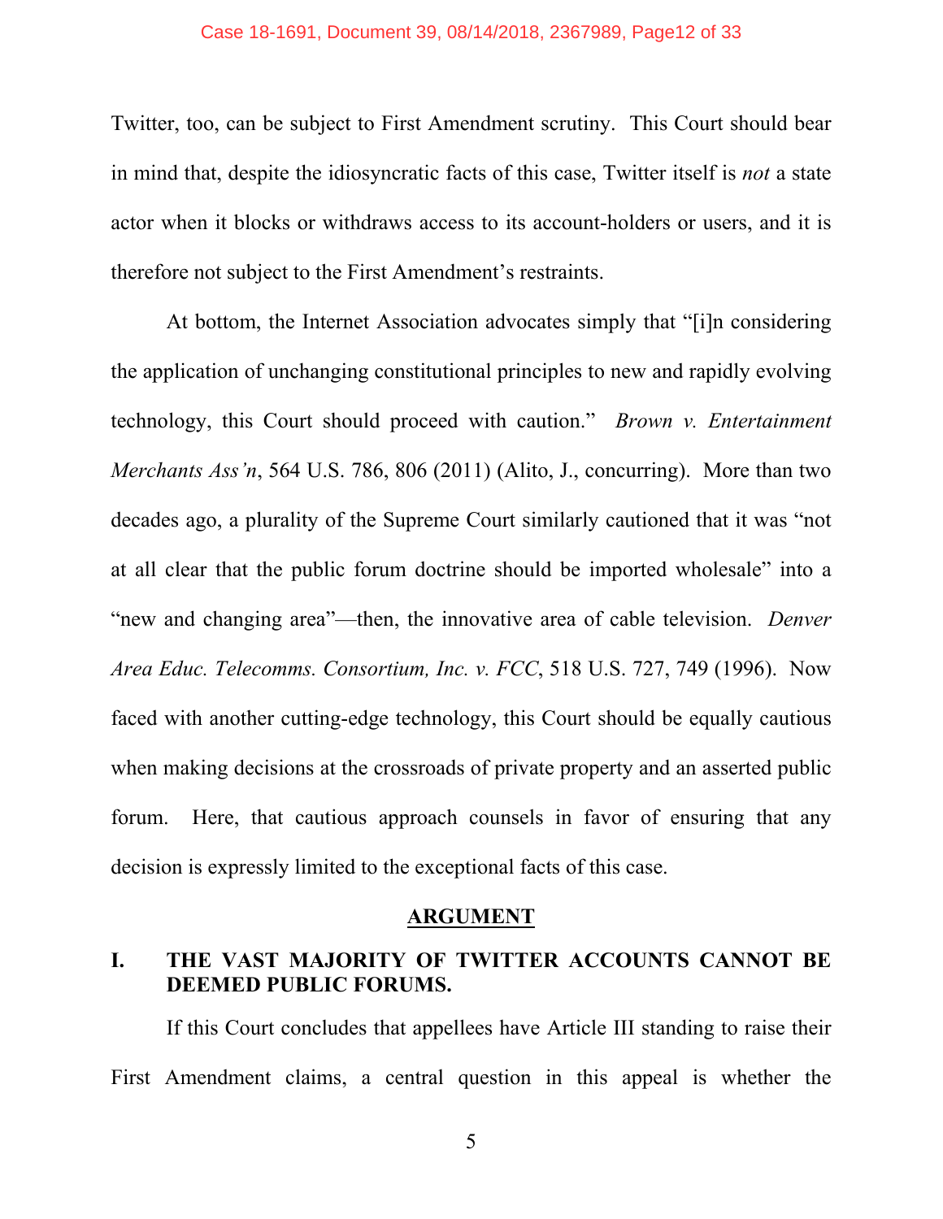Twitter, too, can be subject to First Amendment scrutiny. This Court should bear in mind that, despite the idiosyncratic facts of this case, Twitter itself is *not* a state actor when it blocks or withdraws access to its account-holders or users, and it is therefore not subject to the First Amendment's restraints.

At bottom, the Internet Association advocates simply that "[i]n considering the application of unchanging constitutional principles to new and rapidly evolving technology, this Court should proceed with caution." *Brown v. Entertainment Merchants Ass'n*, 564 U.S. 786, 806 (2011) (Alito, J., concurring). More than two decades ago, a plurality of the Supreme Court similarly cautioned that it was "not at all clear that the public forum doctrine should be imported wholesale" into a "new and changing area"—then, the innovative area of cable television. *Denver Area Educ. Telecomms. Consortium, Inc. v. FCC*, 518 U.S. 727, 749 (1996). Now faced with another cutting-edge technology, this Court should be equally cautious when making decisions at the crossroads of private property and an asserted public forum. Here, that cautious approach counsels in favor of ensuring that any decision is expressly limited to the exceptional facts of this case.

## ARGUMENT

### I. THE VAST MAJORITY OF TWITTER ACCOUNTS CANNOT BE DEEMED PUBLIC FORUMS.

If this Court concludes that appellees have Article III standing to raise their First Amendment claims, a central question in this appeal is whether the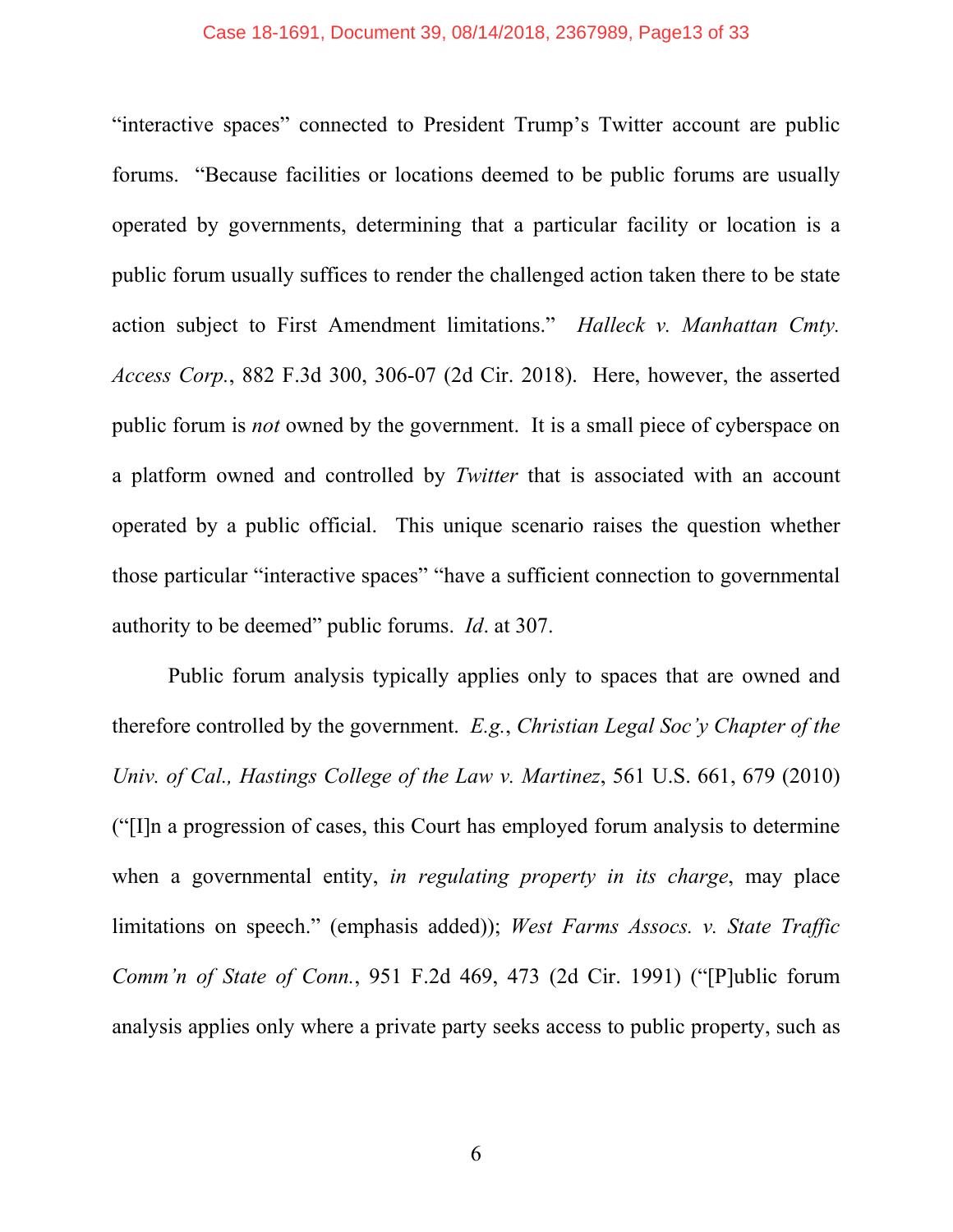"interactive spaces" connected to President Trump's Twitter account are public forums. "Because facilities or locations deemed to be public forums are usually operated by governments, determining that a particular facility or location is a public forum usually suffices to render the challenged action taken there to be state action subject to First Amendment limitations." *Halleck v. Manhattan Cmty. Access Corp.*, 882 F.3d 300, 306-07 (2d Cir. 2018). Here, however, the asserted public forum is *not* owned by the government. It is a small piece of cyberspace on a platform owned and controlled by *Twitter* that is associated with an account operated by a public official. This unique scenario raises the question whether those particular "interactive spaces" "have a sufficient connection to governmental authority to be deemed" public forums. *Id*. at 307.

Public forum analysis typically applies only to spaces that are owned and therefore controlled by the government. *E.g.*, *Christian Legal Soc'y Chapter of the Univ. of Cal., Hastings College of the Law v. Martinez*, 561 U.S. 661, 679 (2010) ("[I]n a progression of cases, this Court has employed forum analysis to determine when a governmental entity, *in regulating property in its charge*, may place limitations on speech." (emphasis added)); *West Farms Assocs. v. State Traffic Comm'n of State of Conn.*, 951 F.2d 469, 473 (2d Cir. 1991) ("[P]ublic forum analysis applies only where a private party seeks access to public property, such as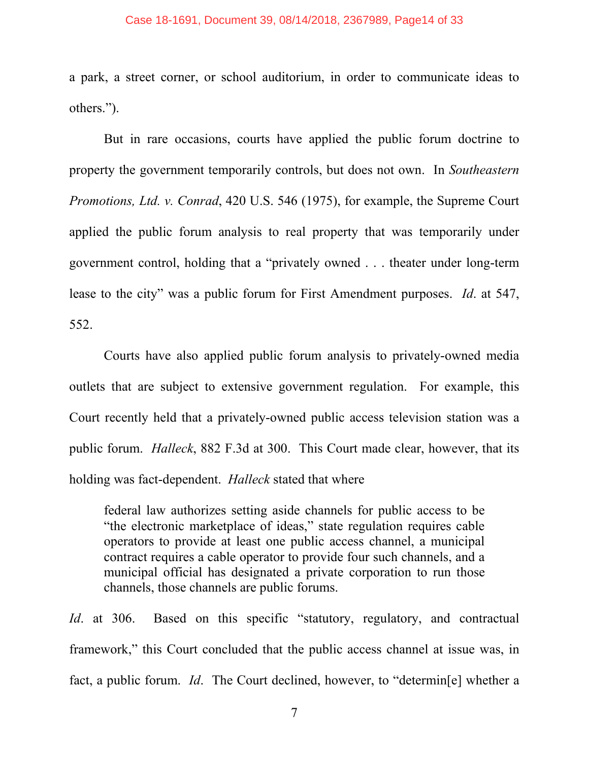a park, a street corner, or school auditorium, in order to communicate ideas to others.").

But in rare occasions, courts have applied the public forum doctrine to property the government temporarily controls, but does not own. In *Southeastern Promotions, Ltd. v. Conrad*, 420 U.S. 546 (1975), for example, the Supreme Court applied the public forum analysis to real property that was temporarily under government control, holding that a "privately owned . . . theater under long-term lease to the city" was a public forum for First Amendment purposes. *Id*. at 547, 552.

Courts have also applied public forum analysis to privately-owned media outlets that are subject to extensive government regulation. For example, this Court recently held that a privately-owned public access television station was a public forum. *Halleck*, 882 F.3d at 300. This Court made clear, however, that its holding was fact-dependent. *Halleck* stated that where

> federal law authorizes setting aside channels for public access to be "the electronic marketplace of ideas," state regulation requires cable operators to provide at least one public access channel, a municipal contract requires a cable operator to provide four such channels, and a municipal official has designated a private corporation to run those channels, those channels are public forums.

*Id*. at 306. Based on this specific "statutory, regulatory, and contractual framework," this Court concluded that the public access channel at issue was, in fact, a public forum. *Id*. The Court declined, however, to "determin[e] whether a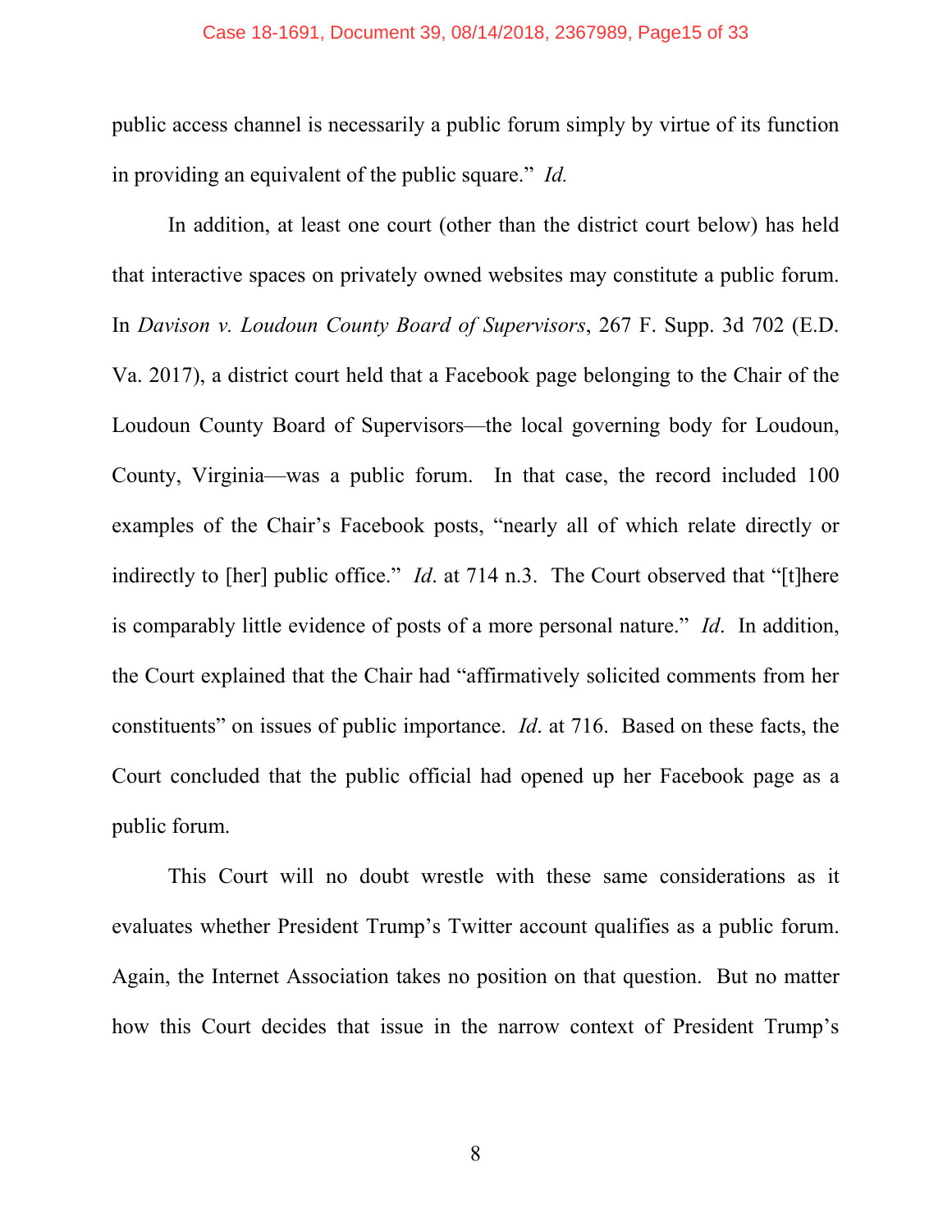public access channel is necessarily a public forum simply by virtue of its function in providing an equivalent of the public square." *Id.*

In addition, at least one court (other than the district court below) has held that interactive spaces on privately owned websites may constitute a public forum. In *Davison v. Loudoun County Board of Supervisors*, 267 F. Supp. 3d 702 (E.D. Va. 2017), a district court held that a Facebook page belonging to the Chair of the Loudoun County Board of Supervisors—the local governing body for Loudoun, County, Virginia—was a public forum. In that case, the record included 100 examples of the Chair's Facebook posts, "nearly all of which relate directly or indirectly to [her] public office." *Id*. at 714 n.3. The Court observed that "[t]here is comparably little evidence of posts of a more personal nature." *Id*. In addition, the Court explained that the Chair had "affirmatively solicited comments from her constituents" on issues of public importance. *Id*. at 716. Based on these facts, the Court concluded that the public official had opened up her Facebook page as a public forum.

This Court will no doubt wrestle with these same considerations as it evaluates whether President Trump's Twitter account qualifies as a public forum. Again, the Internet Association takes no position on that question. But no matter how this Court decides that issue in the narrow context of President Trump's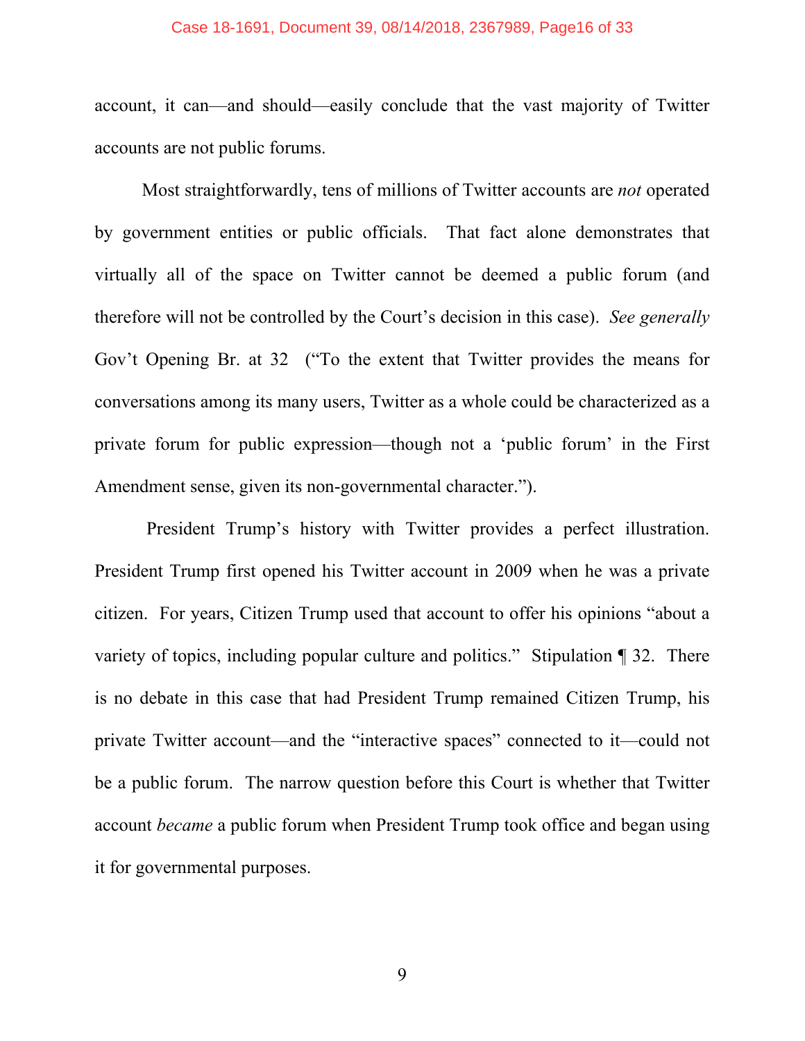account, it can—and should—easily conclude that the vast majority of Twitter accounts are not public forums.

Most straightforwardly, tens of millions of Twitter accounts are *not* operated by government entities or public officials. That fact alone demonstrates that virtually all of the space on Twitter cannot be deemed a public forum (and therefore will not be controlled by the Court's decision in this case). *See generally* Gov't Opening Br. at 32 ("To the extent that Twitter provides the means for conversations among its many users, Twitter as a whole could be characterized as a private forum for public expression—though not a 'public forum' in the First Amendment sense, given its non-governmental character.").

President Trump's history with Twitter provides a perfect illustration. President Trump first opened his Twitter account in 2009 when he was a private citizen. For years, Citizen Trump used that account to offer his opinions "about a variety of topics, including popular culture and politics." Stipulation ¶ 32. There is no debate in this case that had President Trump remained Citizen Trump, his private Twitter account—and the "interactive spaces" connected to it—could not be a public forum. The narrow question before this Court is whether that Twitter account *became* a public forum when President Trump took office and began using it for governmental purposes.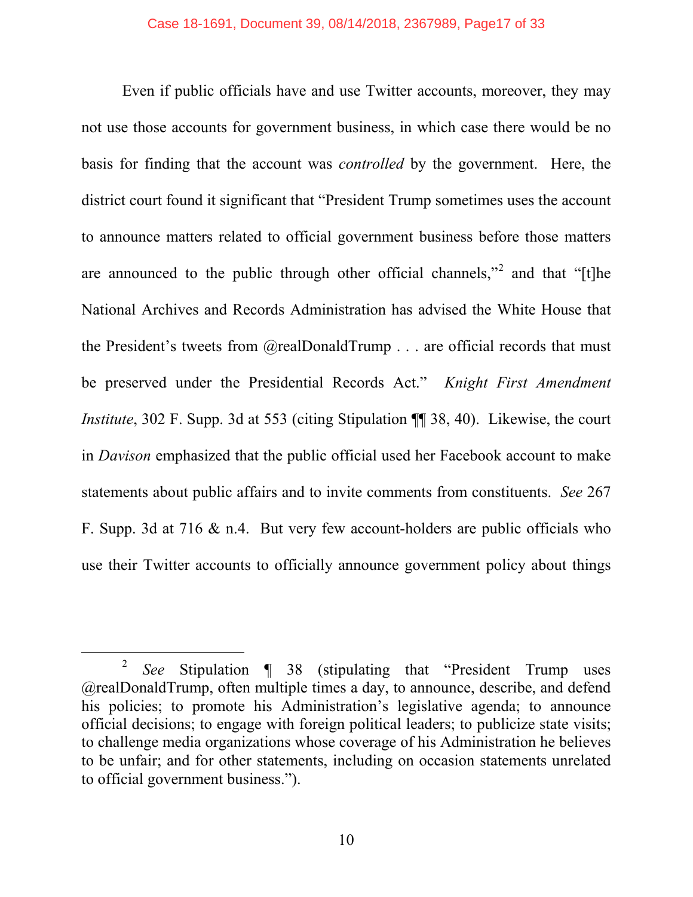Even if public officials have and use Twitter accounts, moreover, they may not use those accounts for government business, in which case there would be no basis for finding that the account was *controlled* by the government. Here, the district court found it significant that "President Trump sometimes uses the account to announce matters related to official government business before those matters are announced to the public through other official channels,"[2] and that "[t]he National Archives and Records Administration has advised the White House that the President's tweets from @realDonaldTrump . . . are official records that must be preserved under the Presidential Records Act." *Knight First Amendment Institute*, 302 F. Supp. 3d at 553 (citing Stipulation ¶¶ 38, 40). Likewise, the court in *Davison* emphasized that the public official used her Facebook account to make statements about public affairs and to invite comments from constituents. *See* 267 F. Supp. 3d at 716 & n.4. But very few account-holders are public officials who use their Twitter accounts to officially announce government policy about things

---

[2] *See* Stipulation ¶ 38 (stipulating that "President Trump uses @realDonaldTrump, often multiple times a day, to announce, describe, and defend his policies; to promote his Administration's legislative agenda; to announce official decisions; to engage with foreign political leaders; to publicize state visits; to challenge media organizations whose coverage of his Administration he believes to be unfair; and for other statements, including on occasion statements unrelated to official government business.").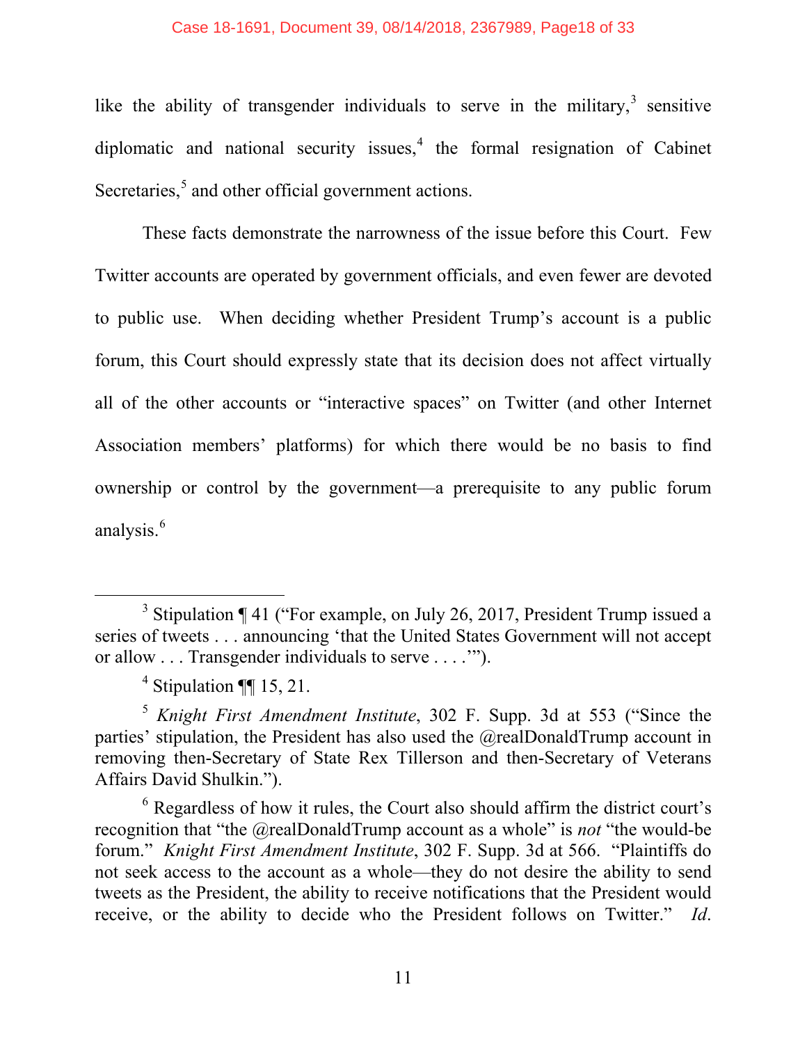like the ability of transgender individuals to serve in the military,[3] sensitive diplomatic and national security issues,[4] the formal resignation of Cabinet Secretaries,[5] and other official government actions.

These facts demonstrate the narrowness of the issue before this Court. Few Twitter accounts are operated by government officials, and even fewer are devoted to public use. When deciding whether President Trump's account is a public forum, this Court should expressly state that its decision does not affect virtually all of the other accounts or "interactive spaces" on Twitter (and other Internet Association members' platforms) for which there would be no basis to find ownership or control by the government—a prerequisite to any public forum analysis.[6]

---

[3] Stipulation ¶ 41 ("For example, on July 26, 2017, President Trump issued a series of tweets . . . announcing 'that the United States Government will not accept or allow . . . Transgender individuals to serve . . . .'").

[4] Stipulation ¶¶ 15, 21.

[5] *Knight First Amendment Institute*, 302 F. Supp. 3d at 553 ("Since the parties' stipulation, the President has also used the @realDonaldTrump account in removing then-Secretary of State Rex Tillerson and then-Secretary of Veterans Affairs David Shulkin.").

[6] Regardless of how it rules, the Court also should affirm the district court's recognition that "the @realDonaldTrump account as a whole" is *not* "the would-be forum." *Knight First Amendment Institute*, 302 F. Supp. 3d at 566. "Plaintiffs do not seek access to the account as a whole—they do not desire the ability to send tweets as the President, the ability to receive notifications that the President would receive, or the ability to decide who the President follows on Twitter." *Id*.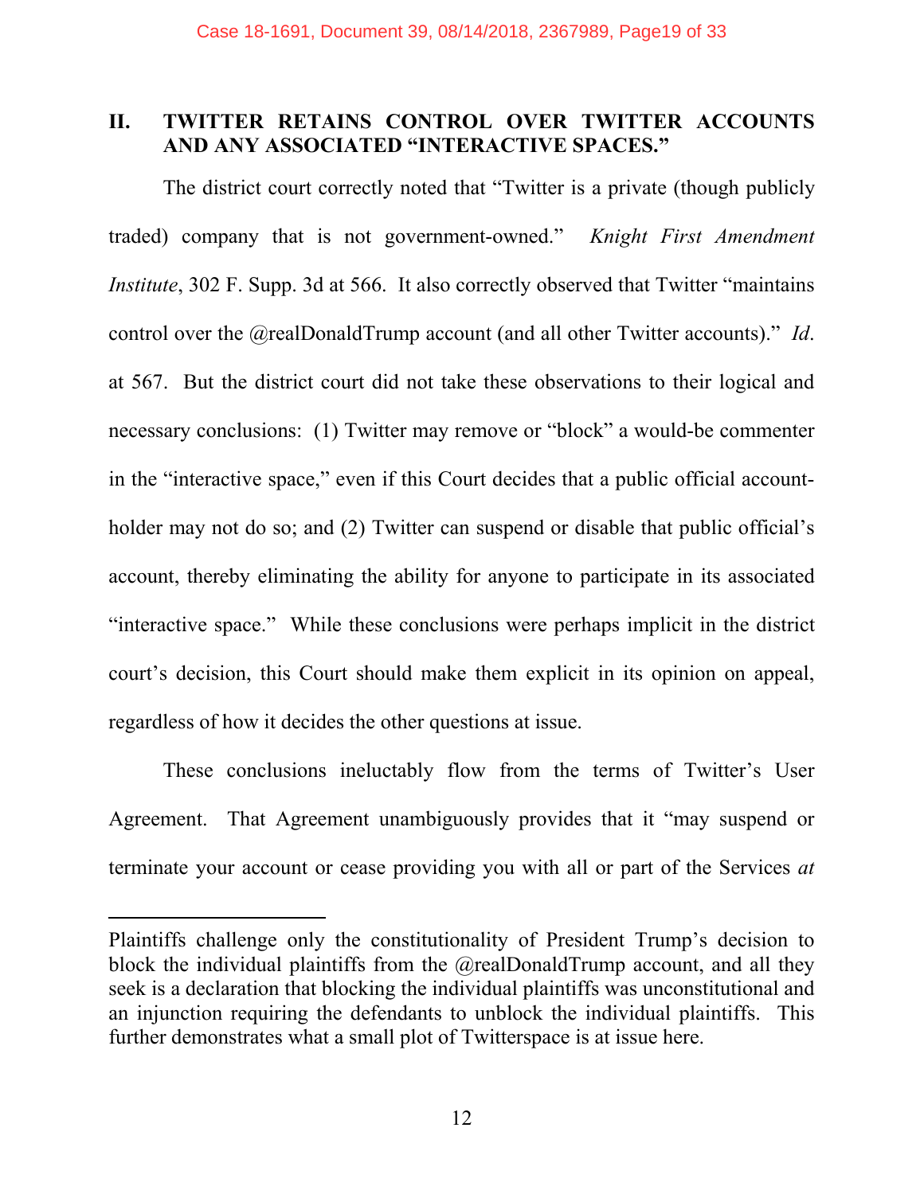## II. TWITTER RETAINS CONTROL OVER TWITTER ACCOUNTS AND ANY ASSOCIATED "INTERACTIVE SPACES."

The district court correctly noted that "Twitter is a private (though publicly traded) company that is not government-owned." *Knight First Amendment Institute*, 302 F. Supp. 3d at 566. It also correctly observed that Twitter "maintains control over the @realDonaldTrump account (and all other Twitter accounts)." *Id*. at 567. But the district court did not take these observations to their logical and necessary conclusions: (1) Twitter may remove or "block" a would-be commenter in the "interactive space," even if this Court decides that a public official account-holder may not do so; and (2) Twitter can suspend or disable that public official's account, thereby eliminating the ability for anyone to participate in its associated "interactive space." While these conclusions were perhaps implicit in the district court's decision, this Court should make them explicit in its opinion on appeal, regardless of how it decides the other questions at issue.

These conclusions ineluctably flow from the terms of Twitter's User Agreement. That Agreement unambiguously provides that it "may suspend or terminate your account or cease providing you with all or part of the Services *at*

---

Plaintiffs challenge only the constitutionality of President Trump's decision to block the individual plaintiffs from the @realDonaldTrump account, and all they seek is a declaration that blocking the individual plaintiffs was unconstitutional and an injunction requiring the defendants to unblock the individual plaintiffs. This further demonstrates what a small plot of Twitterspace is at issue here.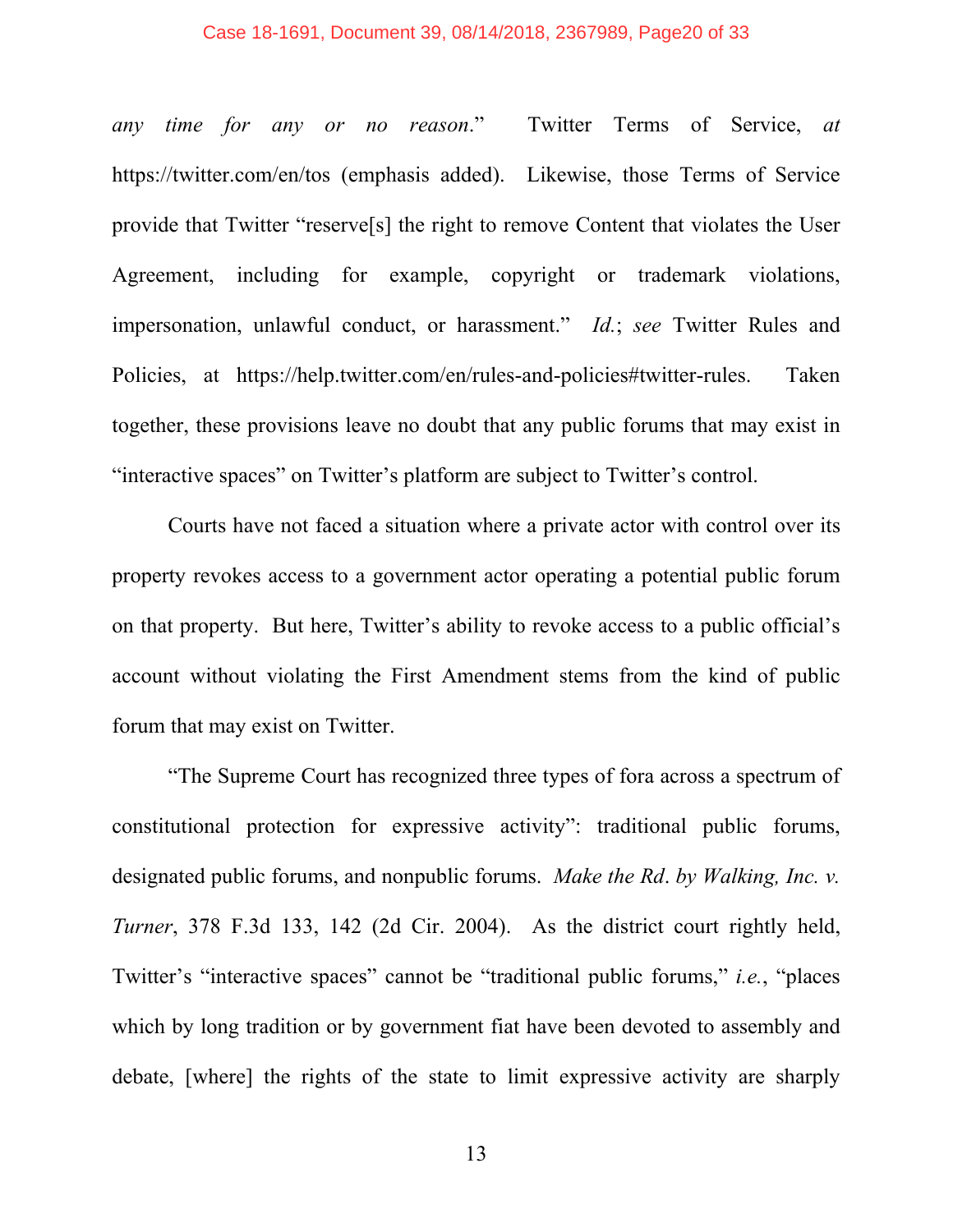*any time for any or no reason*." Twitter Terms of Service, *at* https://twitter.com/en/tos (emphasis added). Likewise, those Terms of Service provide that Twitter "reserve[s] the right to remove Content that violates the User Agreement, including for example, copyright or trademark violations, impersonation, unlawful conduct, or harassment." *Id.*; *see* Twitter Rules and Policies, at https://help.twitter.com/en/rules-and-policies#twitter-rules. Taken together, these provisions leave no doubt that any public forums that may exist in "interactive spaces" on Twitter's platform are subject to Twitter's control.

Courts have not faced a situation where a private actor with control over its property revokes access to a government actor operating a potential public forum on that property. But here, Twitter's ability to revoke access to a public official's account without violating the First Amendment stems from the kind of public forum that may exist on Twitter.

"The Supreme Court has recognized three types of fora across a spectrum of constitutional protection for expressive activity": traditional public forums, designated public forums, and nonpublic forums. *Make the Rd. by Walking, Inc. v. Turner*, 378 F.3d 133, 142 (2d Cir. 2004). As the district court rightly held, Twitter's "interactive spaces" cannot be "traditional public forums," *i.e.*, "places which by long tradition or by government fiat have been devoted to assembly and debate, [where] the rights of the state to limit expressive activity are sharply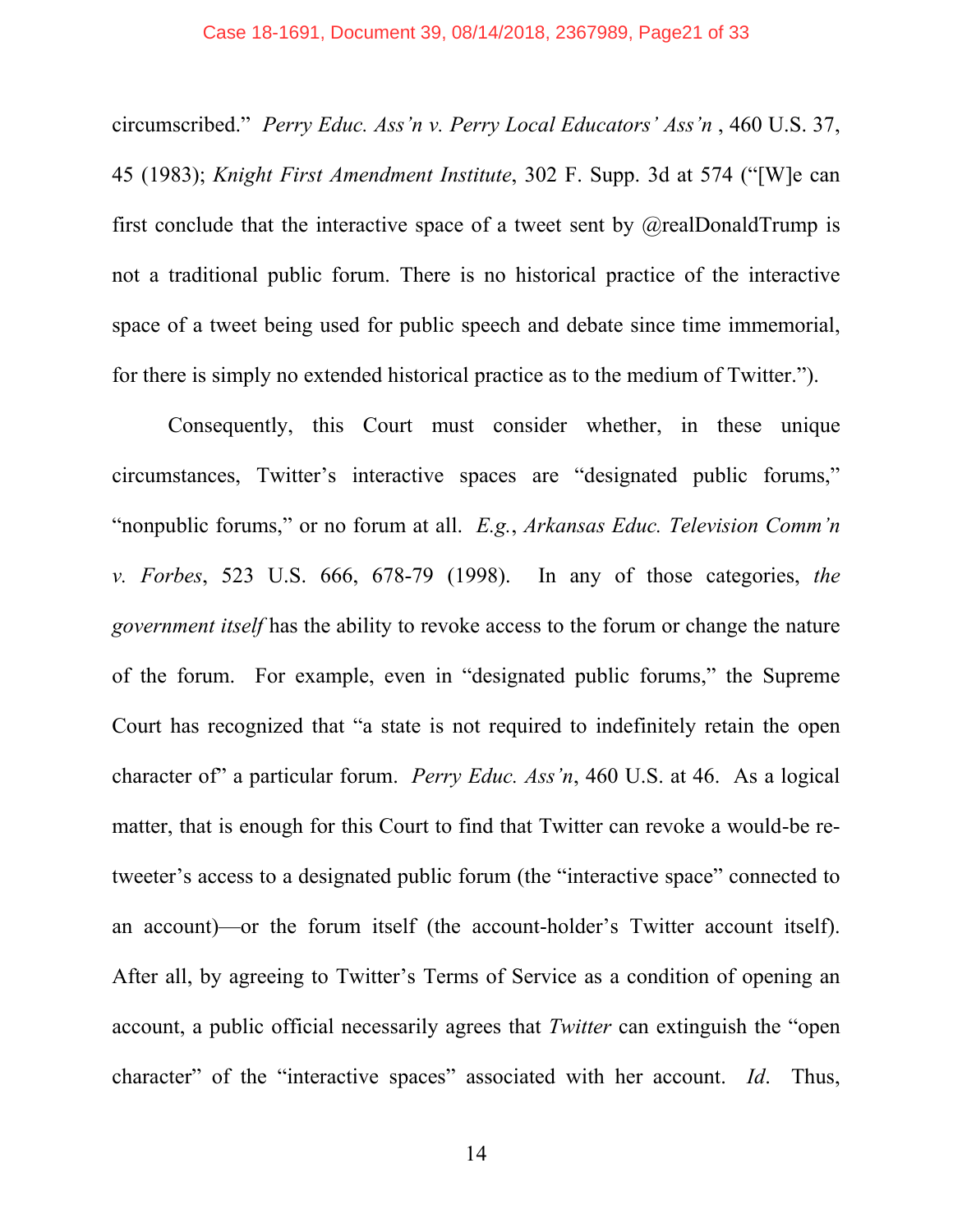circumscribed." *Perry Educ. Ass'n v. Perry Local Educators' Ass'n* , 460 U.S. 37, 45 (1983); *Knight First Amendment Institute*, 302 F. Supp. 3d at 574 ("[W]e can first conclude that the interactive space of a tweet sent by @realDonaldTrump is not a traditional public forum. There is no historical practice of the interactive space of a tweet being used for public speech and debate since time immemorial, for there is simply no extended historical practice as to the medium of Twitter.").

Consequently, this Court must consider whether, in these unique circumstances, Twitter's interactive spaces are "designated public forums," "nonpublic forums," or no forum at all. *E.g.*, *Arkansas Educ. Television Comm'n v. Forbes*, 523 U.S. 666, 678-79 (1998). In any of those categories, *the government itself* has the ability to revoke access to the forum or change the nature of the forum. For example, even in "designated public forums," the Supreme Court has recognized that "a state is not required to indefinitely retain the open character of" a particular forum. *Perry Educ. Ass'n*, 460 U.S. at 46. As a logical matter, that is enough for this Court to find that Twitter can revoke a would-be re-tweeter's access to a designated public forum (the "interactive space" connected to an account)—or the forum itself (the account-holder's Twitter account itself). After all, by agreeing to Twitter's Terms of Service as a condition of opening an account, a public official necessarily agrees that *Twitter* can extinguish the "open character" of the "interactive spaces" associated with her account. *Id*. Thus,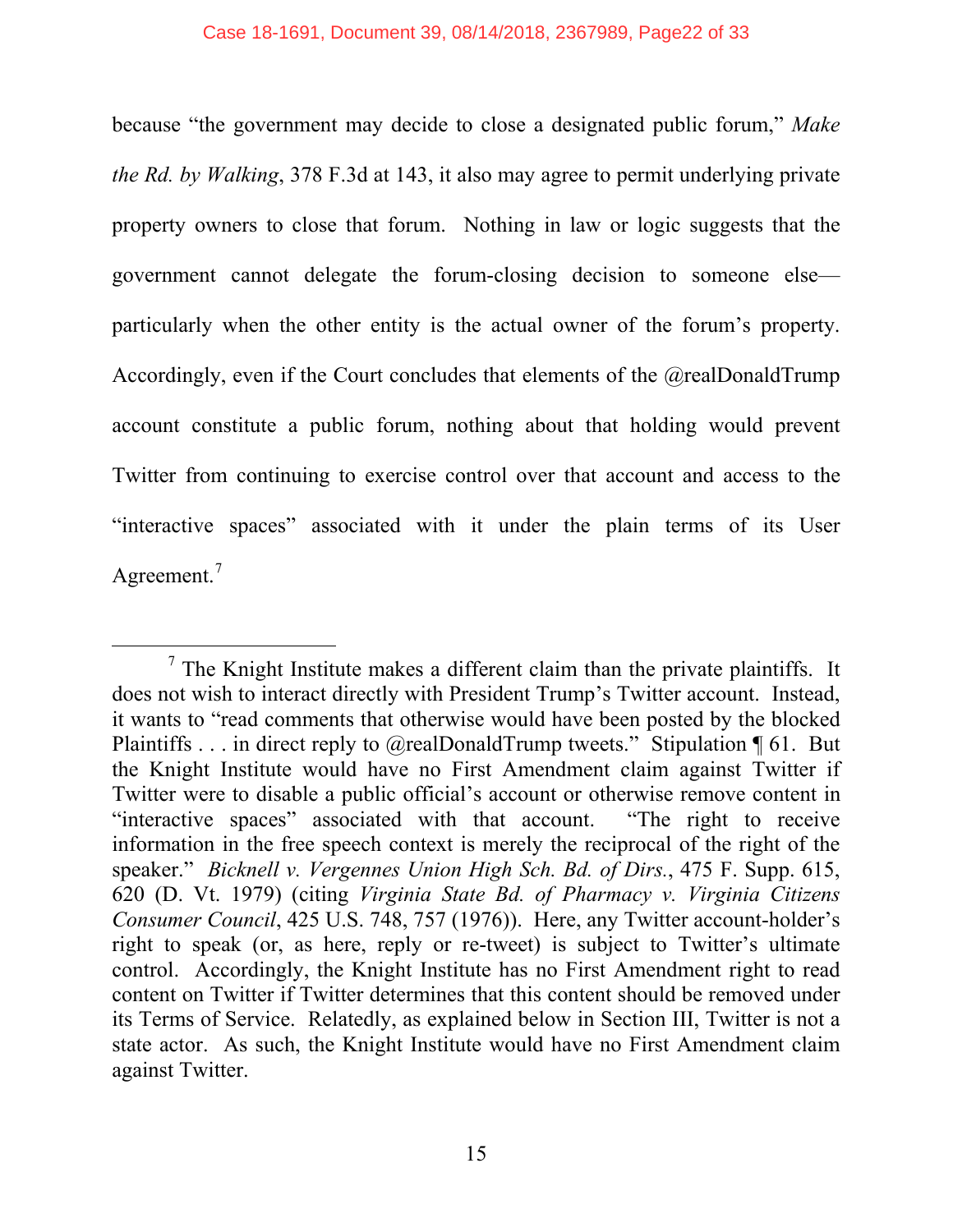because "the government may decide to close a designated public forum," *Make the Rd. by Walking*, 378 F.3d at 143, it also may agree to permit underlying private property owners to close that forum. Nothing in law or logic suggests that the government cannot delegate the forum-closing decision to someone else—particularly when the other entity is the actual owner of the forum's property. Accordingly, even if the Court concludes that elements of the @realDonaldTrump account constitute a public forum, nothing about that holding would prevent Twitter from continuing to exercise control over that account and access to the "interactive spaces" associated with it under the plain terms of its User Agreement.[7]

---

[7] The Knight Institute makes a different claim than the private plaintiffs. It does not wish to interact directly with President Trump's Twitter account. Instead, it wants to "read comments that otherwise would have been posted by the blocked Plaintiffs . . . in direct reply to @realDonaldTrump tweets." Stipulation ¶ 61. But the Knight Institute would have no First Amendment claim against Twitter if Twitter were to disable a public official's account or otherwise remove content in "interactive spaces" associated with that account. "The right to receive information in the free speech context is merely the reciprocal of the right of the speaker." *Bicknell v. Vergennes Union High Sch. Bd. of Dirs.*, 475 F. Supp. 615, 620 (D. Vt. 1979) (citing *Virginia State Bd. of Pharmacy v. Virginia Citizens Consumer Council*, 425 U.S. 748, 757 (1976)). Here, any Twitter account-holder's right to speak (or, as here, reply or re-tweet) is subject to Twitter's ultimate control. Accordingly, the Knight Institute has no First Amendment right to read content on Twitter if Twitter determines that this content should be removed under its Terms of Service. Relatedly, as explained below in Section III, Twitter is not a state actor. As such, the Knight Institute would have no First Amendment claim against Twitter.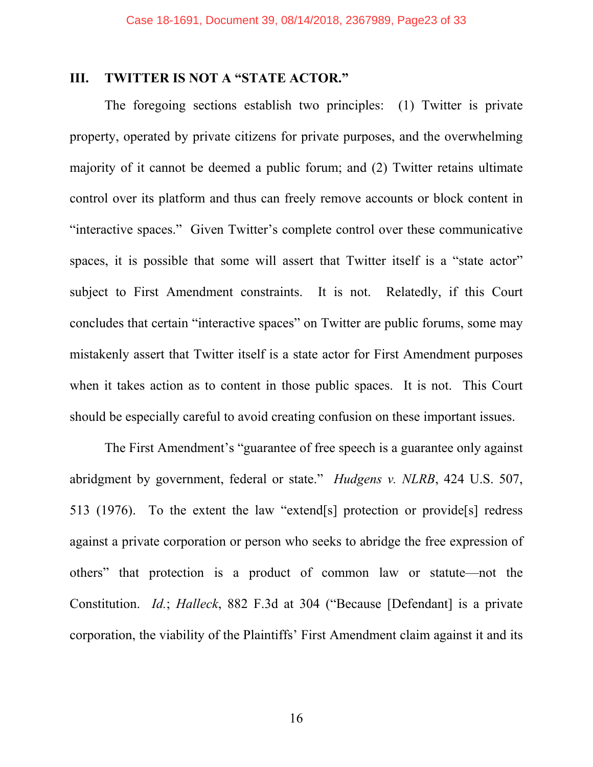## III. TWITTER IS NOT A "STATE ACTOR."

The foregoing sections establish two principles: (1) Twitter is private property, operated by private citizens for private purposes, and the overwhelming majority of it cannot be deemed a public forum; and (2) Twitter retains ultimate control over its platform and thus can freely remove accounts or block content in "interactive spaces." Given Twitter's complete control over these communicative spaces, it is possible that some will assert that Twitter itself is a "state actor" subject to First Amendment constraints. It is not. Relatedly, if this Court concludes that certain "interactive spaces" on Twitter are public forums, some may mistakenly assert that Twitter itself is a state actor for First Amendment purposes when it takes action as to content in those public spaces. It is not. This Court should be especially careful to avoid creating confusion on these important issues.

The First Amendment's "guarantee of free speech is a guarantee only against abridgment by government, federal or state." *Hudgens v. NLRB*, 424 U.S. 507, 513 (1976). To the extent the law "extend[s] protection or provide[s] redress against a private corporation or person who seeks to abridge the free expression of others" that protection is a product of common law or statute—not the Constitution. *Id.*; *Halleck*, 882 F.3d at 304 ("Because [Defendant] is a private corporation, the viability of the Plaintiffs' First Amendment claim against it and its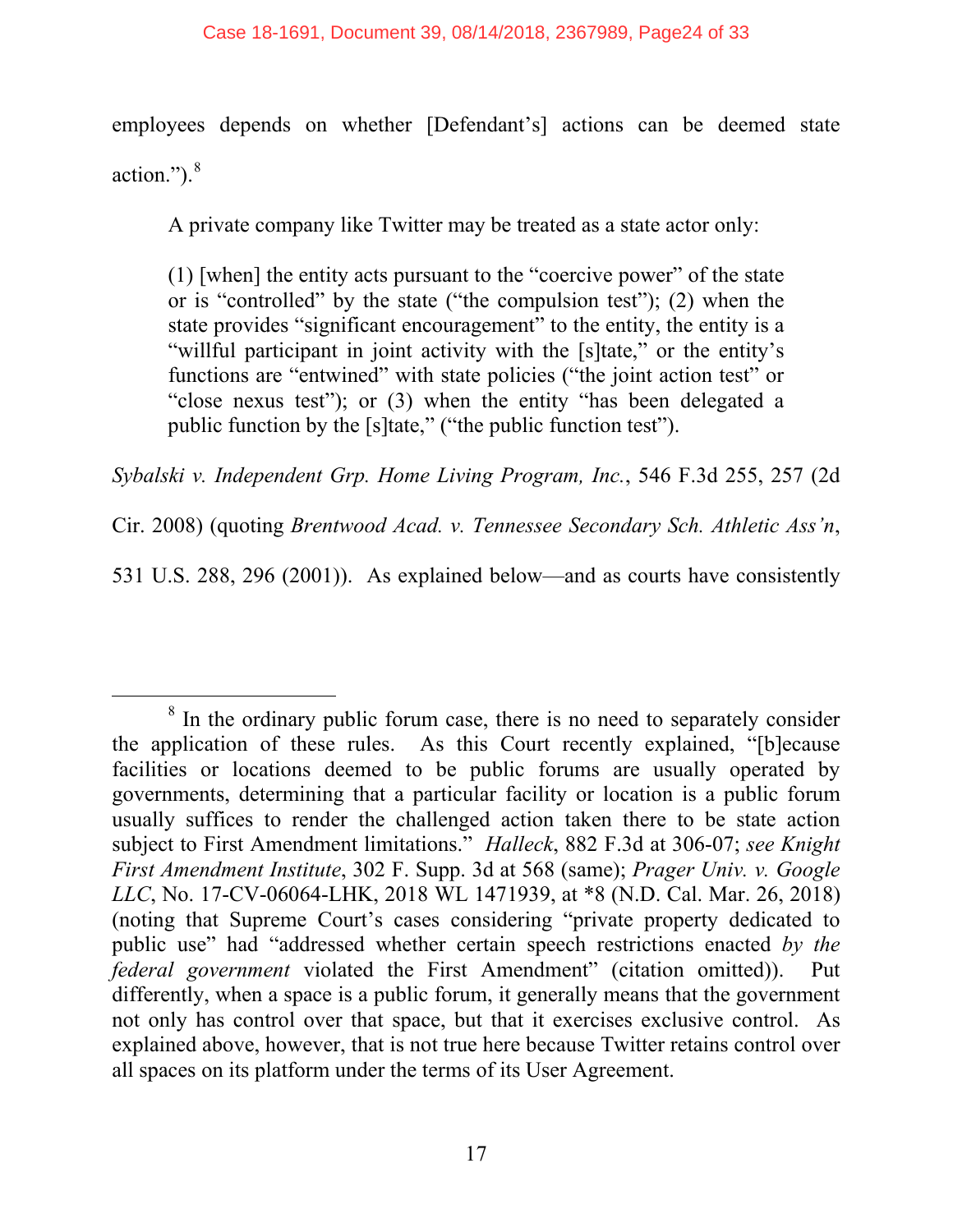employees depends on whether [Defendant's] actions can be deemed state action.").[8]

A private company like Twitter may be treated as a state actor only:

> (1) [when] the entity acts pursuant to the "coercive power" of the state or is "controlled" by the state ("the compulsion test"); (2) when the state provides "significant encouragement" to the entity, the entity is a "willful participant in joint activity with the [s]tate," or the entity's functions are "entwined" with state policies ("the joint action test" or "close nexus test"); or (3) when the entity "has been delegated a public function by the [s]tate," ("the public function test").

*Sybalski v. Independent Grp. Home Living Program, Inc.*, 546 F.3d 255, 257 (2d Cir. 2008) (quoting *Brentwood Acad. v. Tennessee Secondary Sch. Athletic Ass'n*, 531 U.S. 288, 296 (2001)). As explained below—and as courts have consistently

---

[8] In the ordinary public forum case, there is no need to separately consider the application of these rules. As this Court recently explained, "[b]ecause facilities or locations deemed to be public forums are usually operated by governments, determining that a particular facility or location is a public forum usually suffices to render the challenged action taken there to be state action subject to First Amendment limitations." *Halleck*, 882 F.3d at 306-07; *see Knight First Amendment Institute*, 302 F. Supp. 3d at 568 (same); *Prager Univ. v. Google LLC*, No. 17-CV-06064-LHK, 2018 WL 1471939, at *8 (N.D. Cal. Mar. 26, 2018) (noting that Supreme Court's cases considering "private property dedicated to public use" had "addressed whether certain speech restrictions enacted *by the federal government* violated the First Amendment" (citation omitted)). Put differently, when a space is a public forum, it generally means that the government not only has control over that space, but that it exercises exclusive control. As explained above, however, that is not true here because Twitter retains control over all spaces on its platform under the terms of its User Agreement.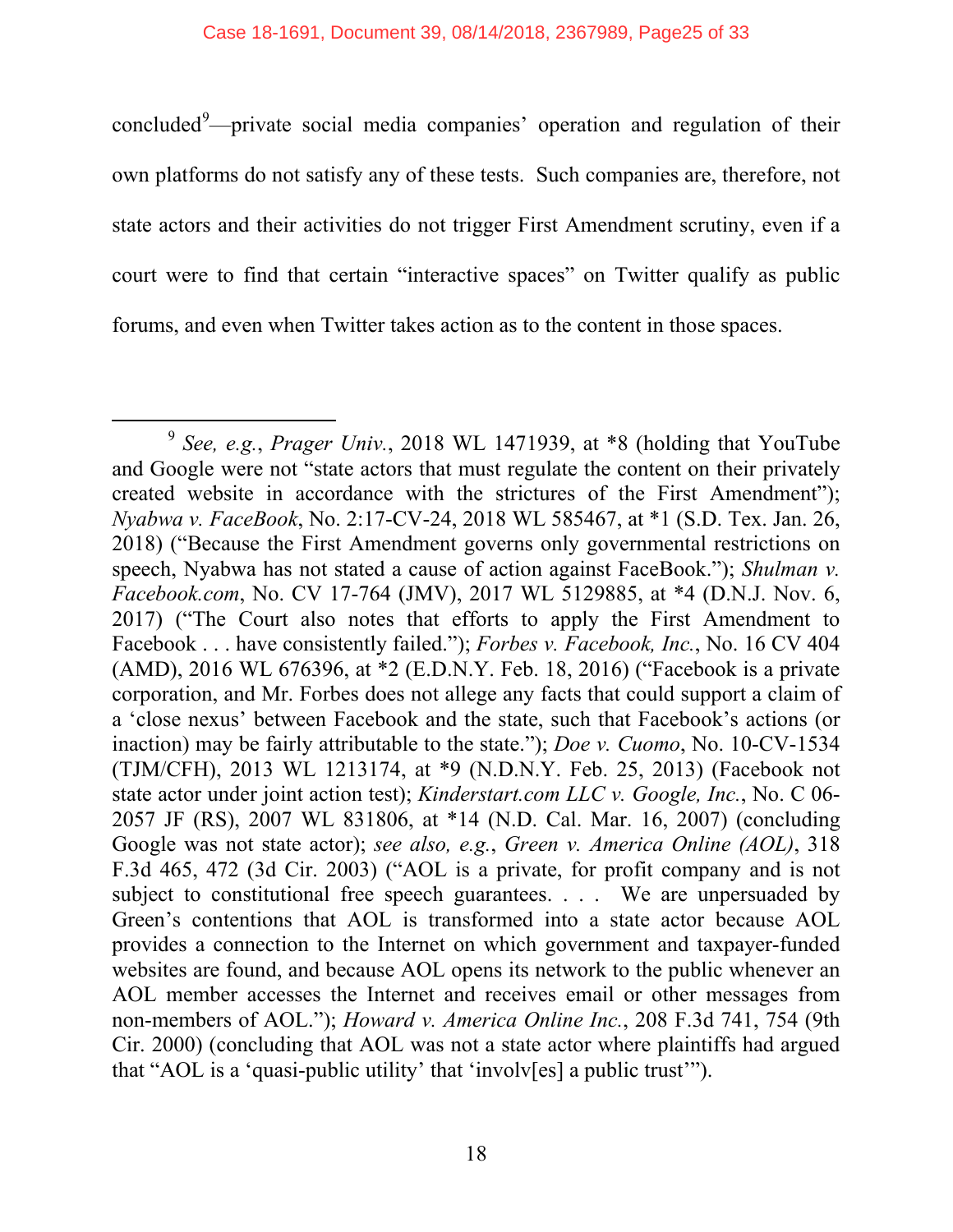concluded[9]—private social media companies' operation and regulation of their own platforms do not satisfy any of these tests. Such companies are, therefore, not state actors and their activities do not trigger First Amendment scrutiny, even if a court were to find that certain "interactive spaces" on Twitter qualify as public forums, and even when Twitter takes action as to the content in those spaces.

---

[9] *See, e.g.*, *Prager Univ.*, 2018 WL 1471939, at *8 (holding that YouTube and Google were not "state actors that must regulate the content on their privately created website in accordance with the strictures of the First Amendment"); *Nyabwa v. FaceBook*, No. 2:17-CV-24, 2018 WL 585467, at *1 (S.D. Tex. Jan. 26, 2018) ("Because the First Amendment governs only governmental restrictions on speech, Nyabwa has not stated a cause of action against FaceBook."); *Shulman v. Facebook.com*, No. CV 17-764 (JMV), 2017 WL 5129885, at *4 (D.N.J. Nov. 6, 2017) ("The Court also notes that efforts to apply the First Amendment to Facebook . . . have consistently failed."); *Forbes v. Facebook, Inc.*, No. 16 CV 404 (AMD), 2016 WL 676396, at *2 (E.D.N.Y. Feb. 18, 2016) ("Facebook is a private corporation, and Mr. Forbes does not allege any facts that could support a claim of a 'close nexus' between Facebook and the state, such that Facebook's actions (or inaction) may be fairly attributable to the state."); *Doe v. Cuomo*, No. 10-CV-1534 (TJM/CFH), 2013 WL 1213174, at *9 (N.D.N.Y. Feb. 25, 2013) (Facebook not state actor under joint action test); *Kinderstart.com LLC v. Google, Inc.*, No. C 06-2057 JF (RS), 2007 WL 831806, at *14 (N.D. Cal. Mar. 16, 2007) (concluding Google was not state actor); *see also, e.g.*, *Green v. America Online (AOL)*, 318 F.3d 465, 472 (3d Cir. 2003) ("AOL is a private, for profit company and is not subject to constitutional free speech guarantees. . . . We are unpersuaded by Green's contentions that AOL is transformed into a state actor because AOL provides a connection to the Internet on which government and taxpayer-funded websites are found, and because AOL opens its network to the public whenever an AOL member accesses the Internet and receives email or other messages from non-members of AOL."); *Howard v. America Online Inc.*, 208 F.3d 741, 754 (9th Cir. 2000) (concluding that AOL was not a state actor where plaintiffs had argued that "AOL is a 'quasi-public utility' that 'involv[es] a public trust'").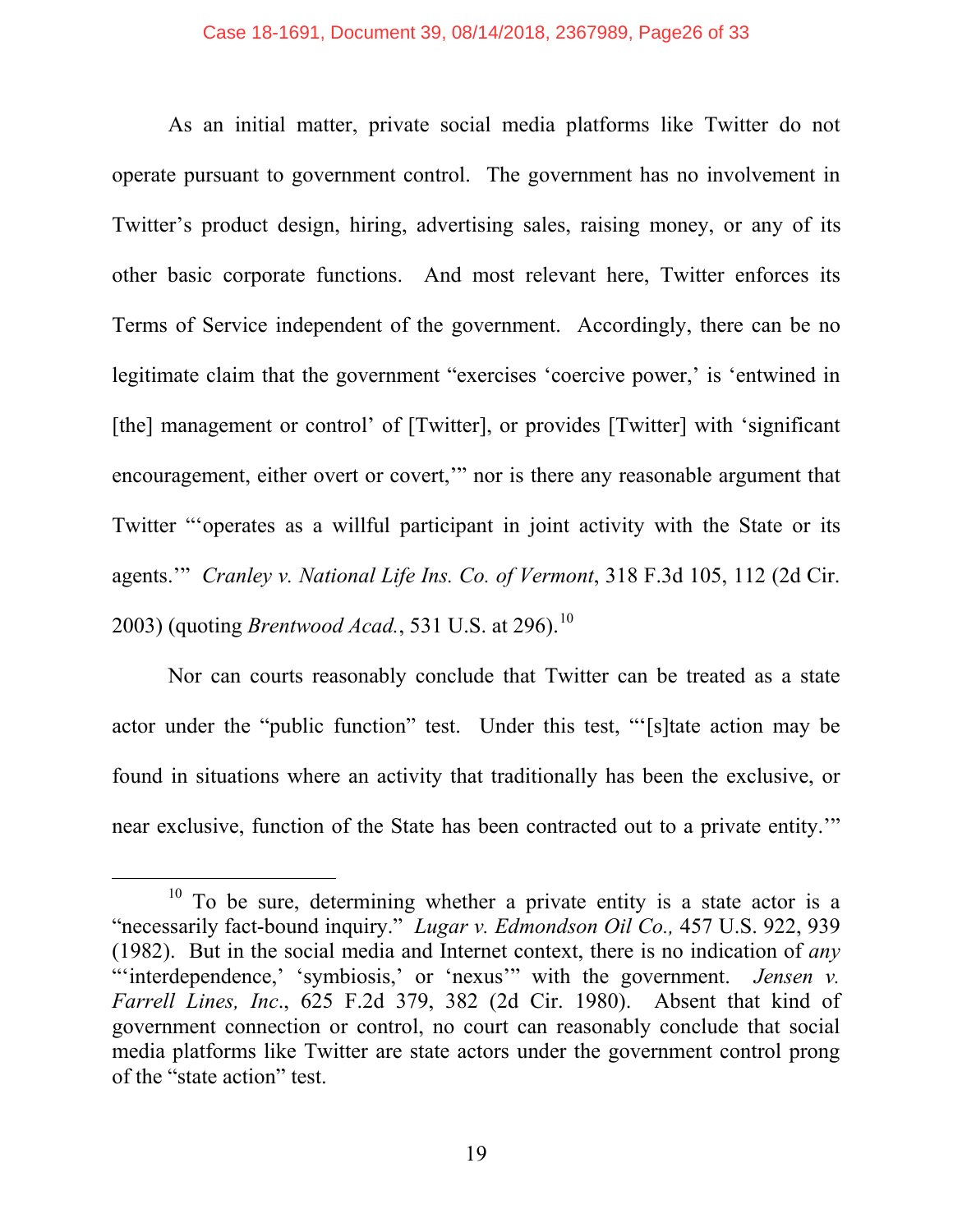As an initial matter, private social media platforms like Twitter do not operate pursuant to government control. The government has no involvement in Twitter's product design, hiring, advertising sales, raising money, or any of its other basic corporate functions. And most relevant here, Twitter enforces its Terms of Service independent of the government. Accordingly, there can be no legitimate claim that the government "exercises 'coercive power,' is 'entwined in [the] management or control' of [Twitter], or provides [Twitter] with 'significant encouragement, either overt or covert,'" nor is there any reasonable argument that Twitter "'operates as a willful participant in joint activity with the State or its agents.'" *Cranley v. National Life Ins. Co. of Vermont*, 318 F.3d 105, 112 (2d Cir. 2003) (quoting *Brentwood Acad.*, 531 U.S. at 296).[10]

Nor can courts reasonably conclude that Twitter can be treated as a state actor under the "public function" test. Under this test, "'[s]tate action may be found in situations where an activity that traditionally has been the exclusive, or near exclusive, function of the State has been contracted out to a private entity.'"

---

[10] To be sure, determining whether a private entity is a state actor is a "necessarily fact-bound inquiry." *Lugar v. Edmondson Oil Co.,* 457 U.S. 922, 939 (1982). But in the social media and Internet context, there is no indication of *any* "'interdependence,' 'symbiosis,' or 'nexus'" with the government. *Jensen v. Farrell Lines, Inc*., 625 F.2d 379, 382 (2d Cir. 1980). Absent that kind of government connection or control, no court can reasonably conclude that social media platforms like Twitter are state actors under the government control prong of the "state action" test.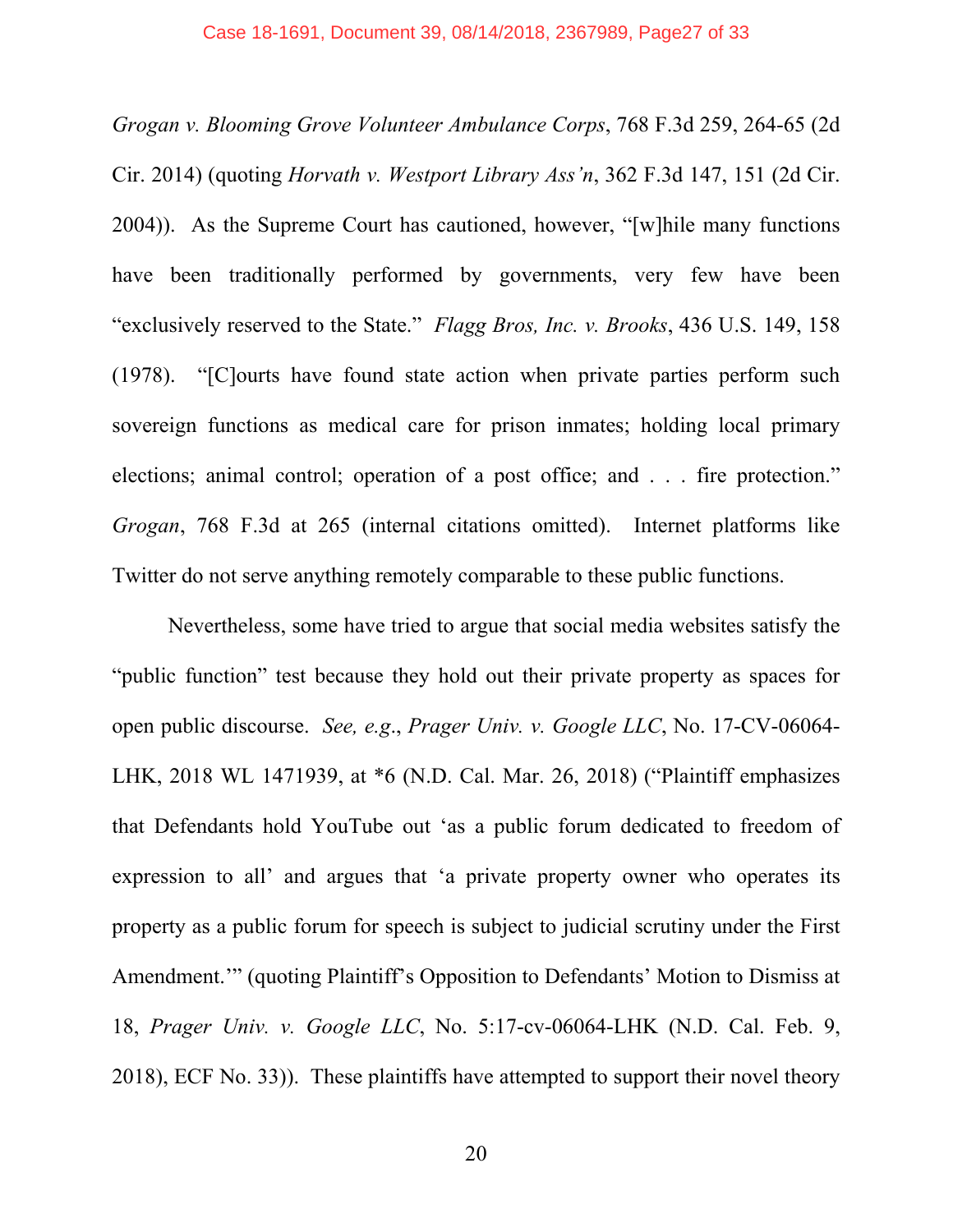*Grogan v. Blooming Grove Volunteer Ambulance Corps*, 768 F.3d 259, 264-65 (2d Cir. 2014) (quoting *Horvath v. Westport Library Ass'n*, 362 F.3d 147, 151 (2d Cir. 2004)). As the Supreme Court has cautioned, however, "[w]hile many functions have been traditionally performed by governments, very few have been "exclusively reserved to the State." *Flagg Bros, Inc. v. Brooks*, 436 U.S. 149, 158 (1978). "[C]ourts have found state action when private parties perform such sovereign functions as medical care for prison inmates; holding local primary elections; animal control; operation of a post office; and . . . fire protection." *Grogan*, 768 F.3d at 265 (internal citations omitted). Internet platforms like Twitter do not serve anything remotely comparable to these public functions.

Nevertheless, some have tried to argue that social media websites satisfy the "public function" test because they hold out their private property as spaces for open public discourse. *See, e.g.*, *Prager Univ. v. Google LLC*, No. 17-CV-06064-LHK, 2018 WL 1471939, at *6 (N.D. Cal. Mar. 26, 2018) ("Plaintiff emphasizes that Defendants hold YouTube out 'as a public forum dedicated to freedom of expression to all' and argues that 'a private property owner who operates its property as a public forum for speech is subject to judicial scrutiny under the First Amendment.'" (quoting Plaintiff's Opposition to Defendants' Motion to Dismiss at 18, *Prager Univ. v. Google LLC*, No. 5:17-cv-06064-LHK (N.D. Cal. Feb. 9, 2018), ECF No. 33)). These plaintiffs have attempted to support their novel theory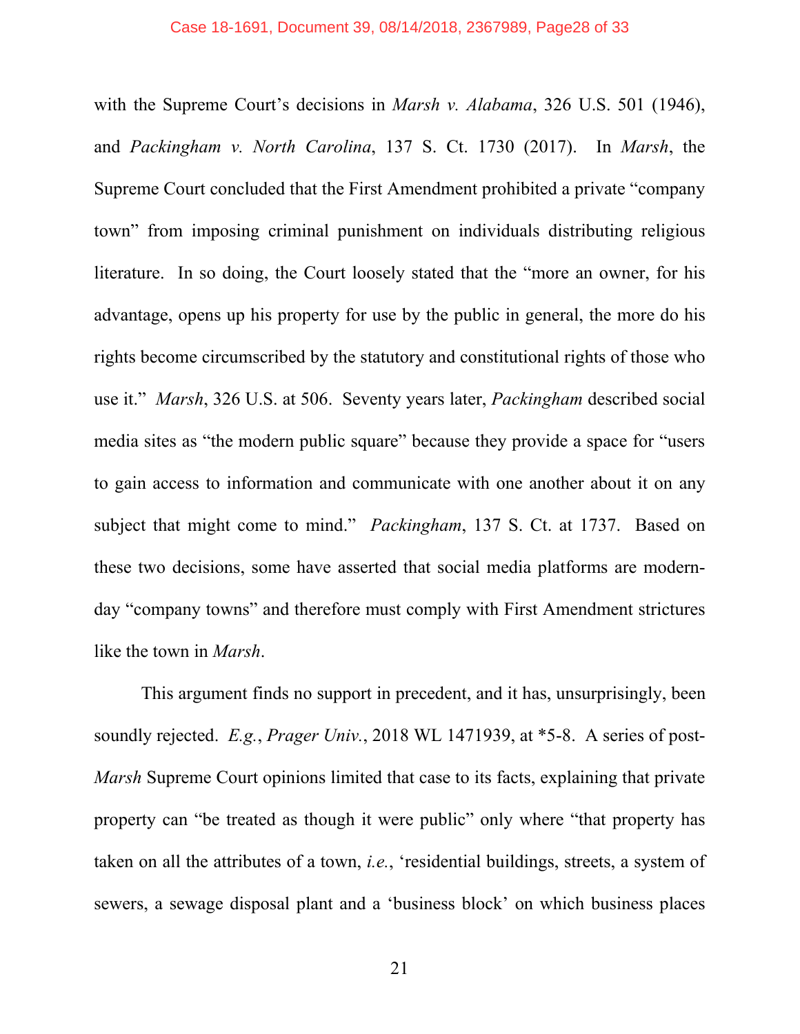with the Supreme Court's decisions in *Marsh v. Alabama*, 326 U.S. 501 (1946), and *Packingham v. North Carolina*, 137 S. Ct. 1730 (2017). In *Marsh*, the Supreme Court concluded that the First Amendment prohibited a private "company town" from imposing criminal punishment on individuals distributing religious literature. In so doing, the Court loosely stated that the "more an owner, for his advantage, opens up his property for use by the public in general, the more do his rights become circumscribed by the statutory and constitutional rights of those who use it." *Marsh*, 326 U.S. at 506. Seventy years later, *Packingham* described social media sites as "the modern public square" because they provide a space for "users to gain access to information and communicate with one another about it on any subject that might come to mind." *Packingham*, 137 S. Ct. at 1737. Based on these two decisions, some have asserted that social media platforms are modern-day "company towns" and therefore must comply with First Amendment strictures like the town in *Marsh*.

This argument finds no support in precedent, and it has, unsurprisingly, been soundly rejected. *E.g.*, *Prager Univ.*, 2018 WL 1471939, at *5-8. A series of post-*Marsh* Supreme Court opinions limited that case to its facts, explaining that private property can "be treated as though it were public" only where "that property has taken on all the attributes of a town, *i.e.*, 'residential buildings, streets, a system of sewers, a sewage disposal plant and a 'business block' on which business places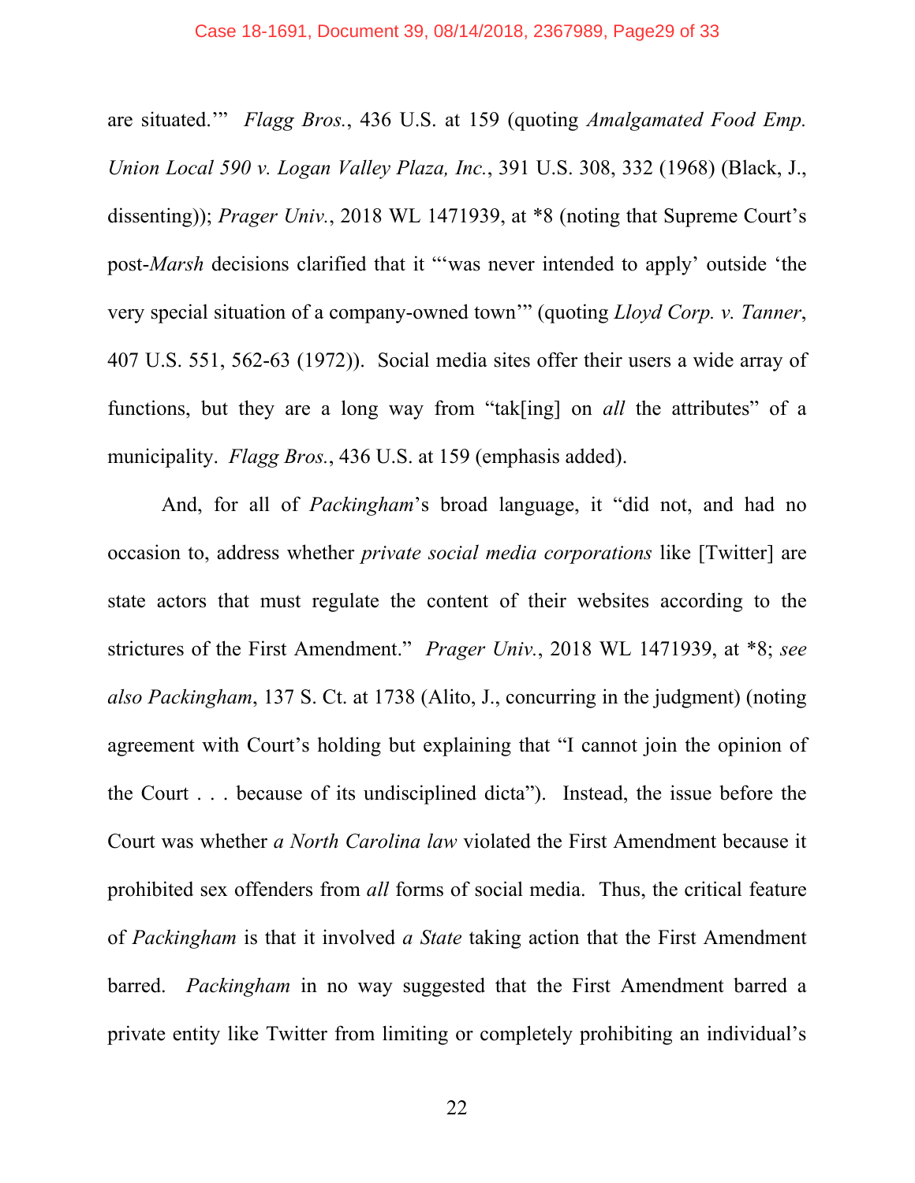are situated.'" *Flagg Bros.*, 436 U.S. at 159 (quoting *Amalgamated Food Emp. Union Local 590 v. Logan Valley Plaza, Inc.*, 391 U.S. 308, 332 (1968) (Black, J., dissenting)); *Prager Univ.*, 2018 WL 1471939, at *8 (noting that Supreme Court's post-*Marsh* decisions clarified that it "'was never intended to apply' outside 'the very special situation of a company-owned town'" (quoting *Lloyd Corp. v. Tanner*, 407 U.S. 551, 562-63 (1972)). Social media sites offer their users a wide array of functions, but they are a long way from "tak[ing] on *all* the attributes" of a municipality. *Flagg Bros.*, 436 U.S. at 159 (emphasis added).

And, for all of *Packingham*'s broad language, it "did not, and had no occasion to, address whether *private social media corporations* like [Twitter] are state actors that must regulate the content of their websites according to the strictures of the First Amendment." *Prager Univ.*, 2018 WL 1471939, at *8; *see also Packingham*, 137 S. Ct. at 1738 (Alito, J., concurring in the judgment) (noting agreement with Court's holding but explaining that "I cannot join the opinion of the Court . . . because of its undisciplined dicta"). Instead, the issue before the Court was whether *a North Carolina law* violated the First Amendment because it prohibited sex offenders from *all* forms of social media. Thus, the critical feature of *Packingham* is that it involved *a State* taking action that the First Amendment barred. *Packingham* in no way suggested that the First Amendment barred a private entity like Twitter from limiting or completely prohibiting an individual's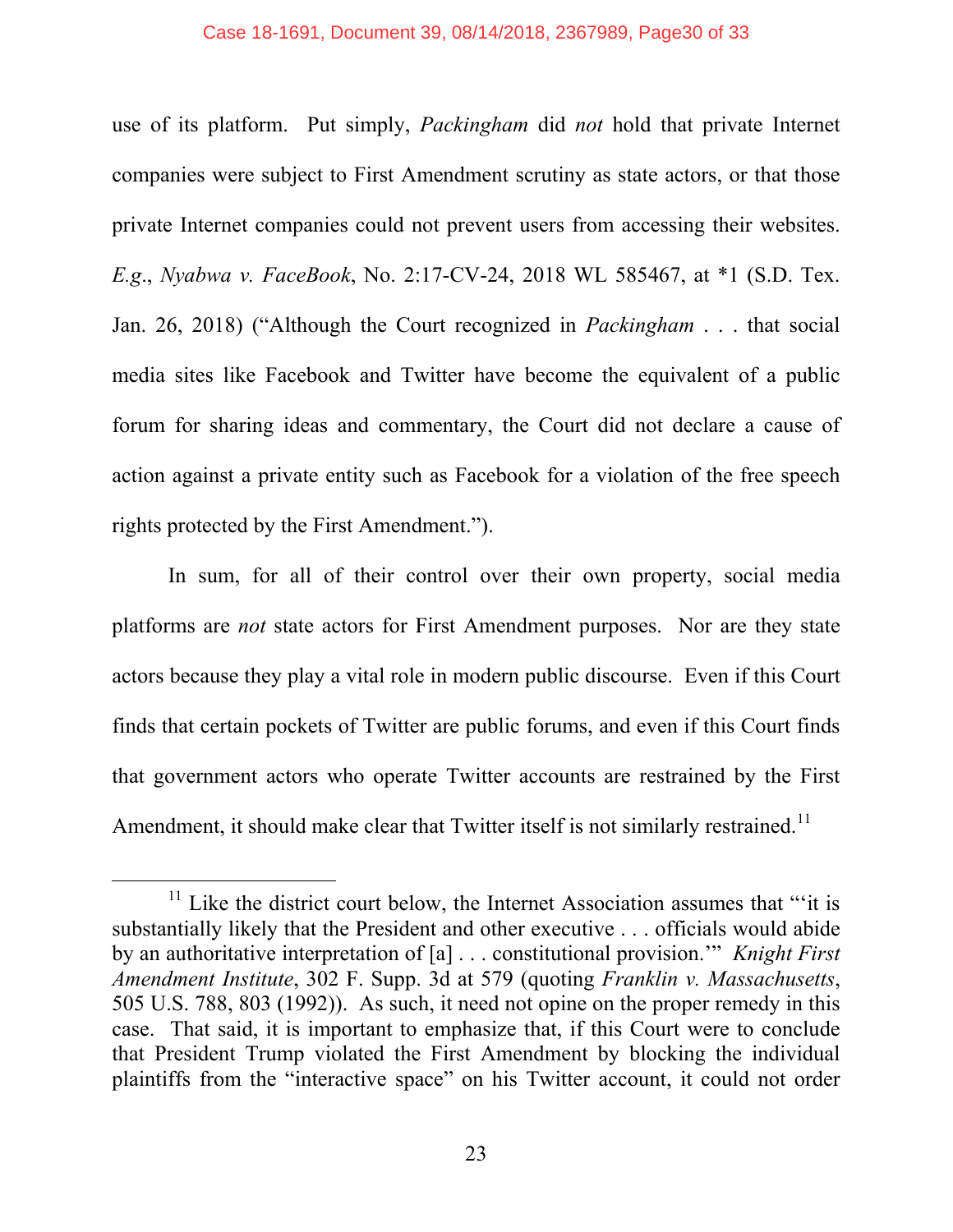use of its platform. Put simply, *Packingham* did *not* hold that private Internet companies were subject to First Amendment scrutiny as state actors, or that those private Internet companies could not prevent users from accessing their websites. *E.g.*, *Nyabwa v. FaceBook*, No. 2:17-CV-24, 2018 WL 585467, at *1 (S.D. Tex. Jan. 26, 2018) ("Although the Court recognized in *Packingham* . . . that social media sites like Facebook and Twitter have become the equivalent of a public forum for sharing ideas and commentary, the Court did not declare a cause of action against a private entity such as Facebook for a violation of the free speech rights protected by the First Amendment.").

In sum, for all of their control over their own property, social media platforms are *not* state actors for First Amendment purposes. Nor are they state actors because they play a vital role in modern public discourse. Even if this Court finds that certain pockets of Twitter are public forums, and even if this Court finds that government actors who operate Twitter accounts are restrained by the First Amendment, it should make clear that Twitter itself is not similarly restrained.[11]

---

[11] Like the district court below, the Internet Association assumes that "'it is substantially likely that the President and other executive . . . officials would abide by an authoritative interpretation of [a] . . . constitutional provision.'" *Knight First Amendment Institute*, 302 F. Supp. 3d at 579 (quoting *Franklin v. Massachusetts*, 505 U.S. 788, 803 (1992)). As such, it need not opine on the proper remedy in this case. That said, it is important to emphasize that, if this Court were to conclude that President Trump violated the First Amendment by blocking the individual plaintiffs from the "interactive space" on his Twitter account, it could not order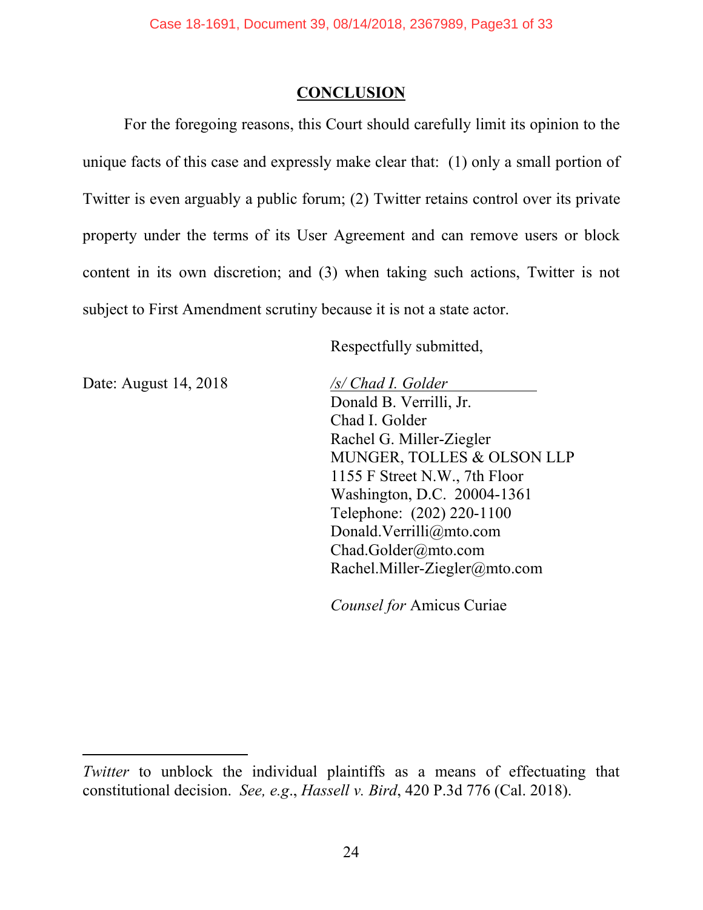## CONCLUSION

For the foregoing reasons, this Court should carefully limit its opinion to the unique facts of this case and expressly make clear that: (1) only a small portion of Twitter is even arguably a public forum; (2) Twitter retains control over its private property under the terms of its User Agreement and can remove users or block content in its own discretion; and (3) when taking such actions, Twitter is not subject to First Amendment scrutiny because it is not a state actor.

Respectfully submitted,

Date: August 14, 2018

*/s/ Chad I. Golder*  
Donald B. Verrilli, Jr.  
Chad I. Golder  
Rachel G. Miller-Ziegler  
MUNGER, TOLLES & OLSON LLP  
1155 F Street N.W., 7th Floor  
Washington, D.C. 20004-1361  
Telephone: (202) 220-1100  
Donald.Verrilli@mto.com  
Chad.Golder@mto.com  
Rachel.Miller-Ziegler@mto.com

*Counsel for* Amicus Curiae

---

*Twitter* to unblock the individual plaintiffs as a means of effectuating that constitutional decision. *See, e.g.*, *Hassell v. Bird*, 420 P.3d 776 (Cal. 2018).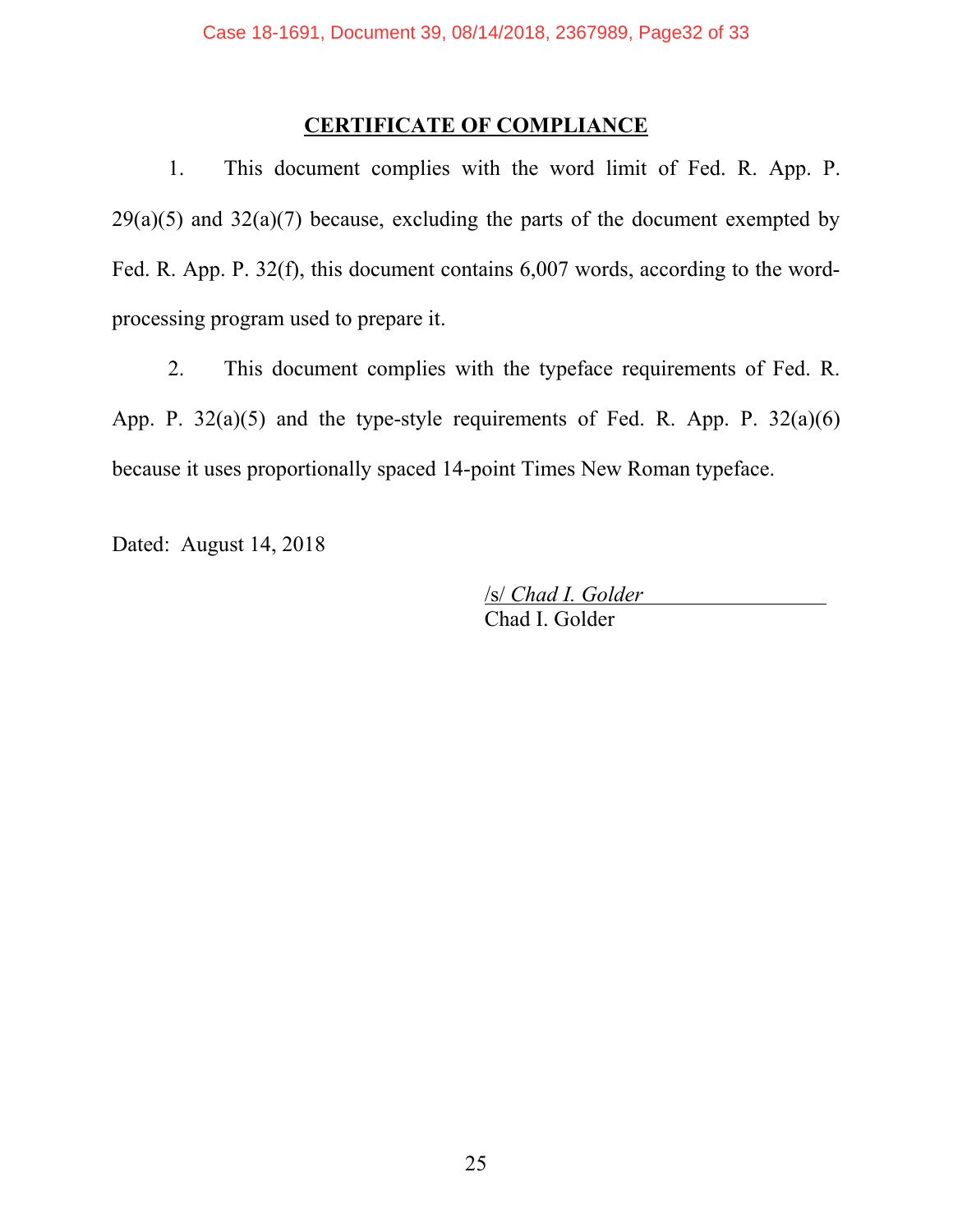## CERTIFICATE OF COMPLIANCE

1. This document complies with the word limit of Fed. R. App. P. 29(a)(5) and 32(a)(7) because, excluding the parts of the document exempted by Fed. R. App. P. 32(f), this document contains 6,007 words, according to the word-processing program used to prepare it.

2. This document complies with the typeface requirements of Fed. R. App. P. 32(a)(5) and the type-style requirements of Fed. R. App. P. 32(a)(6) because it uses proportionally spaced 14-point Times New Roman typeface.

Dated: August 14, 2018

/s/ *Chad I. Golder*
Chad I. Golder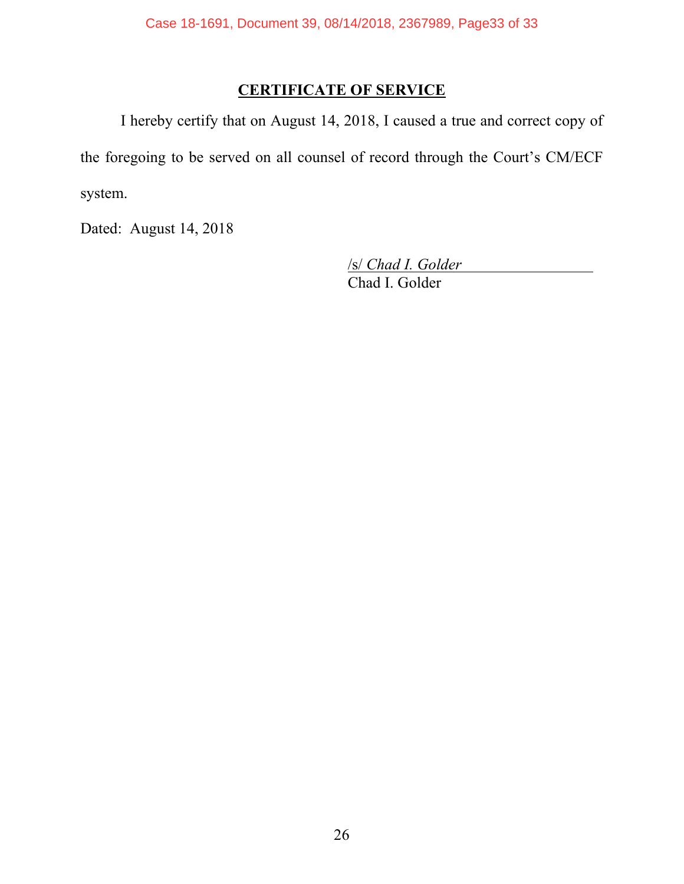## CERTIFICATE OF SERVICE

I hereby certify that on August 14, 2018, I caused a true and correct copy of the foregoing to be served on all counsel of record through the Court's CM/ECF system.

Dated: August 14, 2018

/s/ *Chad I. Golder*
Chad I. Golder